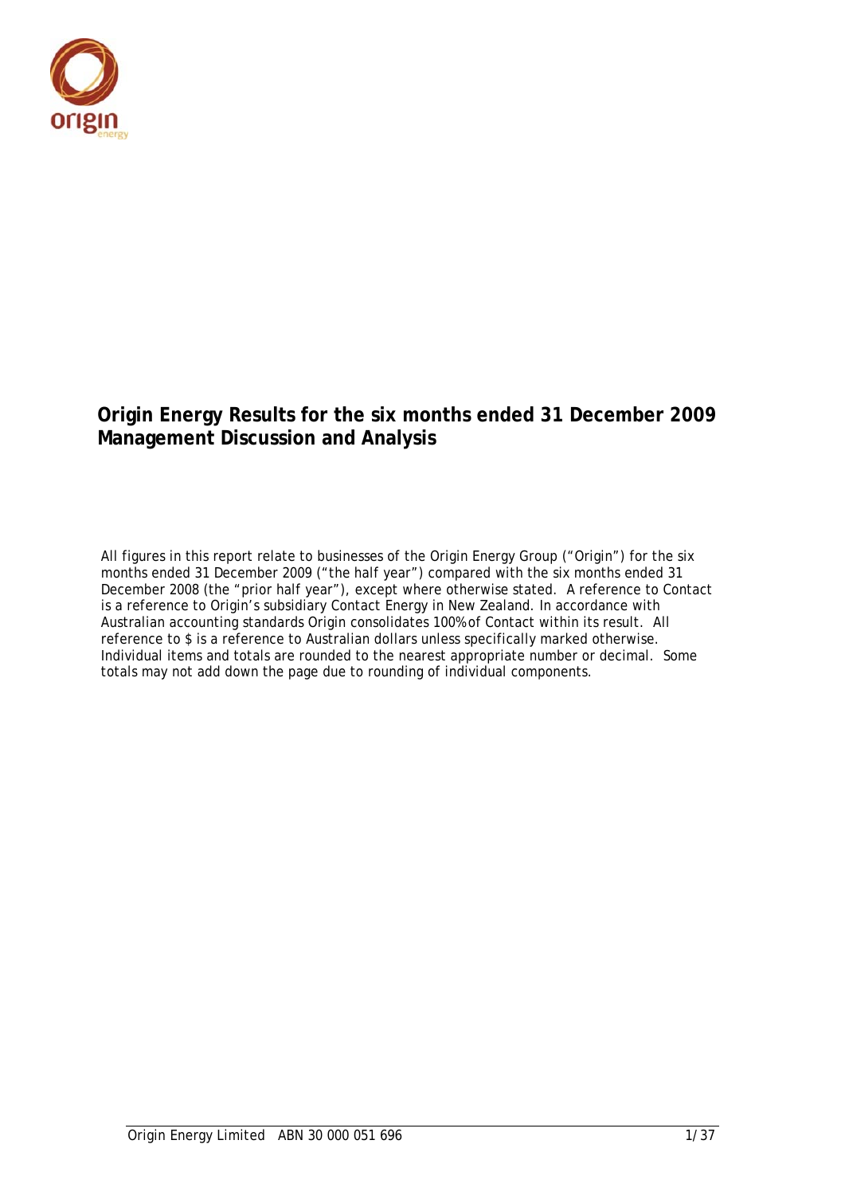# Origin Energy Results for the six months ended 31 December 2009
# Management Discussion and Analysis

All figures in this report relate to businesses of the Origin Energy Group ("Origin") for the six months ended 31 December 2009 ("the half year") compared with the six months ended 31 December 2008 (the "prior half year"), except where otherwise stated. A reference to Contact is a reference to Origin's subsidiary Contact Energy in New Zealand. In accordance with Australian accounting standards Origin consolidates 100% of Contact within its result. All reference to $ is a reference to Australian dollars unless specifically marked otherwise. Individual items and totals are rounded to the nearest appropriate number or decimal. Some totals may not add down the page due to rounding of individual components.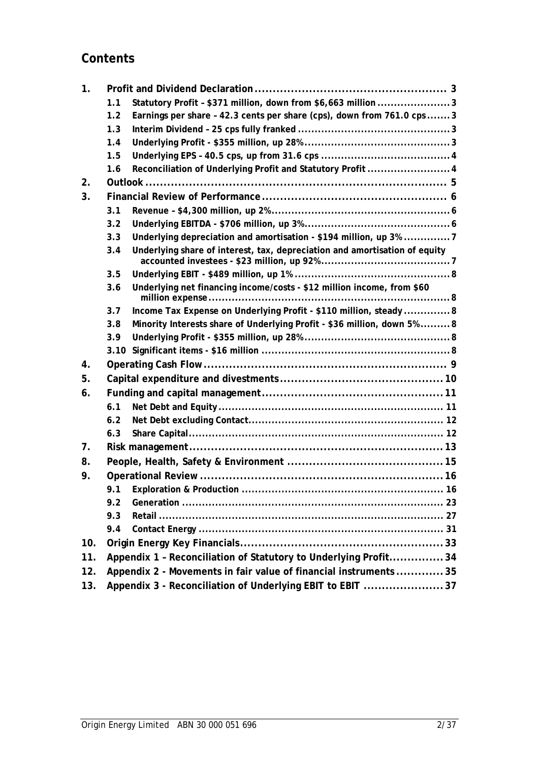## Contents

1. Profit and Dividend Declaration ..................................................... 3
   - 1.1 Statutory Profit – $371 million, down from $6,663 million ..................... 3
   - 1.2 Earnings per share – 42.3 cents per share (cps), down from 761.0 cps ....... 3
   - 1.3 Interim Dividend – 25 cps fully franked ............................................ 3
   - 1.4 Underlying Profit - $355 million, up 28% ........................................... 3
   - 1.5 Underlying EPS – 40.5 cps, up from 31.6 cps ...................................... 4
   - 1.6 Reconciliation of Underlying Profit and Statutory Profit ......................... 4
2. Outlook ................................................................................ 5
3. Financial Review of Performance .................................................. 6
   - 3.1 Revenue – $4,300 million, up 2% .................................................... 6
   - 3.2 Underlying EBITDA - $706 million, up 3% ........................................... 6
   - 3.3 Underlying depreciation and amortisation - $194 million, up 3% .............. 7
   - 3.4 Underlying share of interest, tax, depreciation and amortisation of equity accounted investees - $23 million, up 92% ....................................... 7
   - 3.5 Underlying EBIT - $489 million, up 1% .............................................. 8
   - 3.6 Underlying net financing income/costs - $12 million income, from $60 million expense ........................................................................ 8
   - 3.7 Income Tax Expense on Underlying Profit - $110 million, steady .............. 8
   - 3.8 Minority Interests share of Underlying Profit - $36 million, down 5% ......... 8
   - 3.9 Underlying Profit - $355 million, up 28% ........................................... 8
   - 3.10 Significant items - $16 million ........................................................ 8
4. Operating Cash Flow ................................................................ 9
5. Capital expenditure and divestments ............................................ 10
6. Funding and capital management ................................................. 11
   - 6.1 Net Debt and Equity ................................................................... 11
   - 6.2 Net Debt excluding Contact .......................................................... 12
   - 6.3 Share Capital ............................................................................ 12
7. Risk management .................................................................... 13
8. People, Health, Safety & Environment ........................................... 15
9. Operational Review .................................................................. 16
   - 9.1 Exploration & Production ............................................................. 16
   - 9.2 Generation ............................................................................... 23
   - 9.3 Retail ...................................................................................... 27
   - 9.4 Contact Energy .......................................................................... 31
10. Origin Energy Key Financials ....................................................... 33
11. Appendix 1 – Reconciliation of Statutory to Underlying Profit ............... 34
12. Appendix 2 - Movements in fair value of financial instruments ............. 35
13. Appendix 3 - Reconciliation of Underlying EBIT to EBIT ...................... 37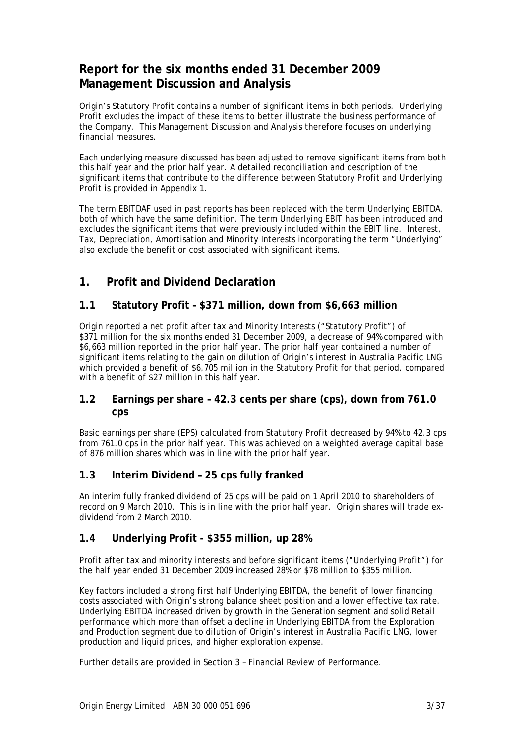# Report for the six months ended 31 December 2009 Management Discussion and Analysis

Origin's Statutory Profit contains a number of significant items in both periods. Underlying Profit excludes the impact of these items to better illustrate the business performance of the Company. This Management Discussion and Analysis therefore focuses on underlying financial measures.

Each underlying measure discussed has been adjusted to remove significant items from both this half year and the prior half year. A detailed reconciliation and description of the significant items that contribute to the difference between Statutory Profit and Underlying Profit is provided in Appendix 1.

The term EBITDAF used in past reports has been replaced with the term Underlying EBITDA, both of which have the same definition. The term Underlying EBIT has been introduced and excludes the significant items that were previously included within the EBIT line. Interest, Tax, Depreciation, Amortisation and Minority Interests incorporating the term "Underlying" also exclude the benefit or cost associated with significant items.

## 1. Profit and Dividend Declaration

### 1.1 Statutory Profit – $371 million, down from $6,663 million

Origin reported a net profit after tax and Minority Interests ("Statutory Profit") of $371 million for the six months ended 31 December 2009, a decrease of 94% compared with $6,663 million reported in the prior half year. The prior half year contained a number of significant items relating to the gain on dilution of Origin's interest in Australia Pacific LNG which provided a benefit of $6,705 million in the Statutory Profit for that period, compared with a benefit of $27 million in this half year.

### 1.2 Earnings per share – 42.3 cents per share (cps), down from 761.0 cps

Basic earnings per share (EPS) calculated from Statutory Profit decreased by 94% to 42.3 cps from 761.0 cps in the prior half year. This was achieved on a weighted average capital base of 876 million shares which was in line with the prior half year.

### 1.3 Interim Dividend – 25 cps fully franked

An interim fully franked dividend of 25 cps will be paid on 1 April 2010 to shareholders of record on 9 March 2010. This is in line with the prior half year. Origin shares will trade ex-dividend from 2 March 2010.

### 1.4 Underlying Profit - $355 million, up 28%

Profit after tax and minority interests and before significant items ("Underlying Profit") for the half year ended 31 December 2009 increased 28% or $78 million to $355 million.

Key factors included a strong first half Underlying EBITDA, the benefit of lower financing costs associated with Origin's strong balance sheet position and a lower effective tax rate. Underlying EBITDA increased driven by growth in the Generation segment and solid Retail performance which more than offset a decline in Underlying EBITDA from the Exploration and Production segment due to dilution of Origin's interest in Australia Pacific LNG, lower production and liquid prices, and higher exploration expense.

Further details are provided in Section 3 – Financial Review of Performance.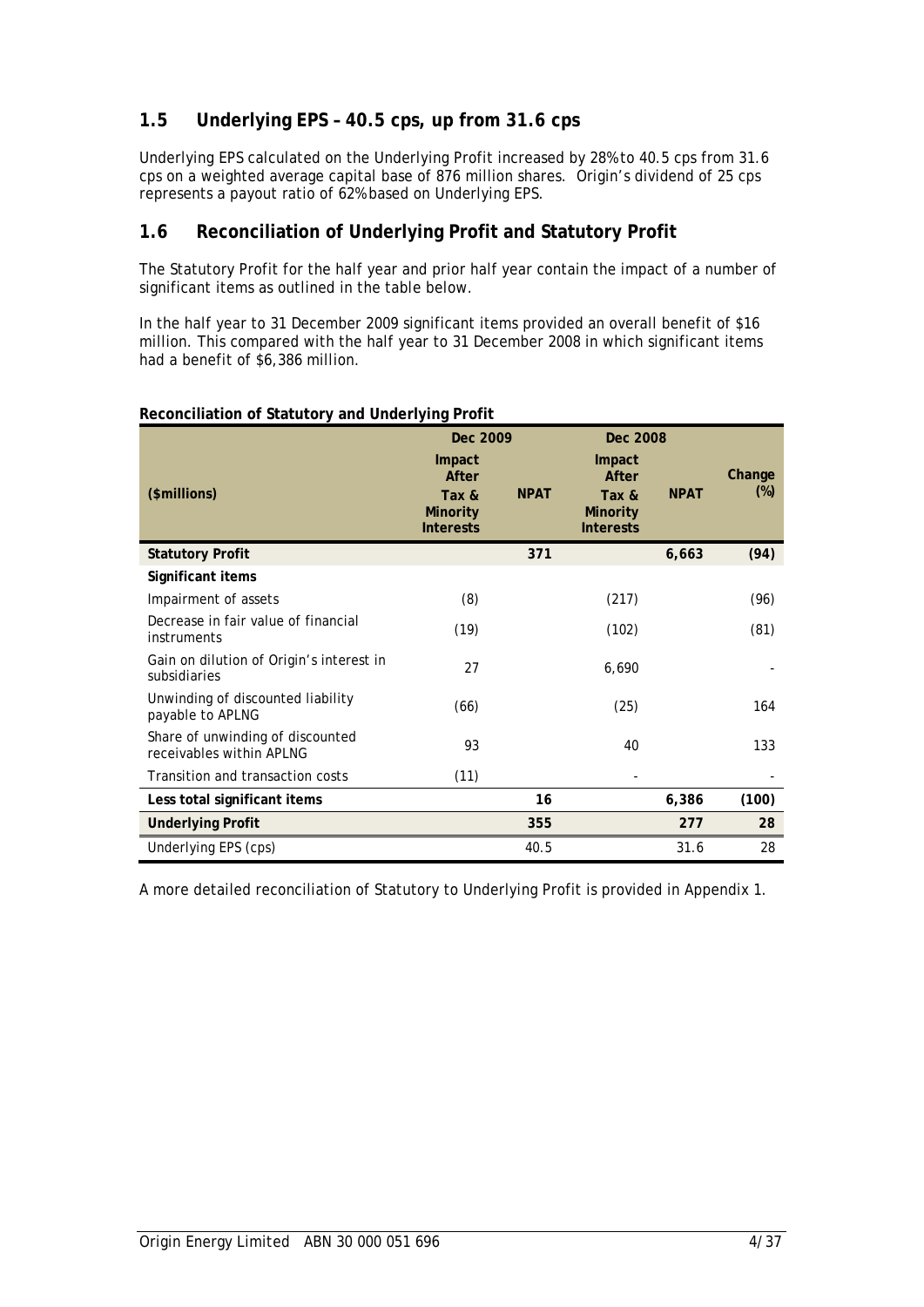## 1.5 Underlying EPS – 40.5 cps, up from 31.6 cps

Underlying EPS calculated on the Underlying Profit increased by 28% to 40.5 cps from 31.6 cps on a weighted average capital base of 876 million shares. Origin's dividend of 25 cps represents a payout ratio of 62% based on Underlying EPS.

## 1.6 Reconciliation of Underlying Profit and Statutory Profit

The Statutory Profit for the half year and prior half year contain the impact of a number of significant items as outlined in the table below.

In the half year to 31 December 2009 significant items provided an overall benefit of $16 million. This compared with the half year to 31 December 2008 in which significant items had a benefit of $6,386 million.

**Reconciliation of Statutory and Underlying Profit**

| ($millions) | Dec 2009 | | Dec 2008 | | Change (%) |
|---|---|---|---|---|---|
| | Impact After Tax & Minority Interests | NPAT | Impact After Tax & Minority Interests | NPAT | |
| **Statutory Profit** | | **371** | | **6,663** | **(94)** |
| **Significant items** | | | | | |
| Impairment of assets | (8) | | (217) | | (96) |
| Decrease in fair value of financial instruments | (19) | | (102) | | (81) |
| Gain on dilution of Origin's interest in subsidiaries | 27 | | 6,690 | | - |
| Unwinding of discounted liability payable to APLNG | (66) | | (25) | | 164 |
| Share of unwinding of discounted receivables within APLNG | 93 | | 40 | | 133 |
| Transition and transaction costs | (11) | | - | | - |
| **Less total significant items** | | **16** | | **6,386** | **(100)** |
| **Underlying Profit** | | **355** | | **277** | **28** |
| Underlying EPS (cps) | | 40.5 | | 31.6 | 28 |

A more detailed reconciliation of Statutory to Underlying Profit is provided in Appendix 1.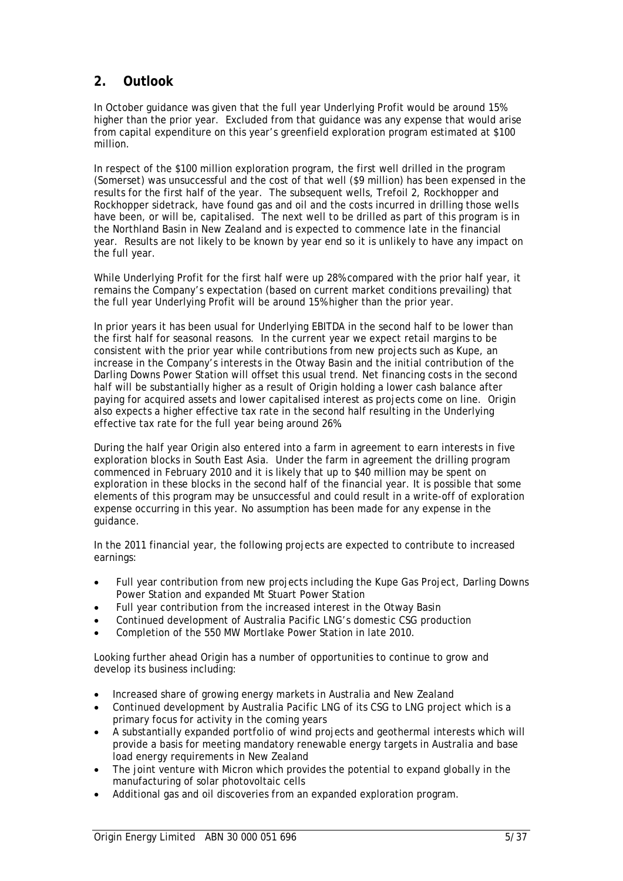## 2. Outlook

In October guidance was given that the full year Underlying Profit would be around 15% higher than the prior year. Excluded from that guidance was any expense that would arise from capital expenditure on this year's greenfield exploration program estimated at $100 million.

In respect of the $100 million exploration program, the first well drilled in the program (Somerset) was unsuccessful and the cost of that well ($9 million) has been expensed in the results for the first half of the year. The subsequent wells, Trefoil 2, Rockhopper and Rockhopper sidetrack, have found gas and oil and the costs incurred in drilling those wells have been, or will be, capitalised. The next well to be drilled as part of this program is in the Northland Basin in New Zealand and is expected to commence late in the financial year. Results are not likely to be known by year end so it is unlikely to have any impact on the full year.

While Underlying Profit for the first half were up 28% compared with the prior half year, it remains the Company's expectation (based on current market conditions prevailing) that the full year Underlying Profit will be around 15% higher than the prior year.

In prior years it has been usual for Underlying EBITDA in the second half to be lower than the first half for seasonal reasons. In the current year we expect retail margins to be consistent with the prior year while contributions from new projects such as Kupe, an increase in the Company's interests in the Otway Basin and the initial contribution of the Darling Downs Power Station will offset this usual trend. Net financing costs in the second half will be substantially higher as a result of Origin holding a lower cash balance after paying for acquired assets and lower capitalised interest as projects come on line. Origin also expects a higher effective tax rate in the second half resulting in the Underlying effective tax rate for the full year being around 26%.

During the half year Origin also entered into a farm in agreement to earn interests in five exploration blocks in South East Asia. Under the farm in agreement the drilling program commenced in February 2010 and it is likely that up to $40 million may be spent on exploration in these blocks in the second half of the financial year. It is possible that some elements of this program may be unsuccessful and could result in a write-off of exploration expense occurring in this year. No assumption has been made for any expense in the guidance.

In the 2011 financial year, the following projects are expected to contribute to increased earnings:

- Full year contribution from new projects including the Kupe Gas Project, Darling Downs Power Station and expanded Mt Stuart Power Station
- Full year contribution from the increased interest in the Otway Basin
- Continued development of Australia Pacific LNG's domestic CSG production
- Completion of the 550 MW Mortlake Power Station in late 2010.

Looking further ahead Origin has a number of opportunities to continue to grow and develop its business including:

- Increased share of growing energy markets in Australia and New Zealand
- Continued development by Australia Pacific LNG of its CSG to LNG project which is a primary focus for activity in the coming years
- A substantially expanded portfolio of wind projects and geothermal interests which will provide a basis for meeting mandatory renewable energy targets in Australia and base load energy requirements in New Zealand
- The joint venture with Micron which provides the potential to expand globally in the manufacturing of solar photovoltaic cells
- Additional gas and oil discoveries from an expanded exploration program.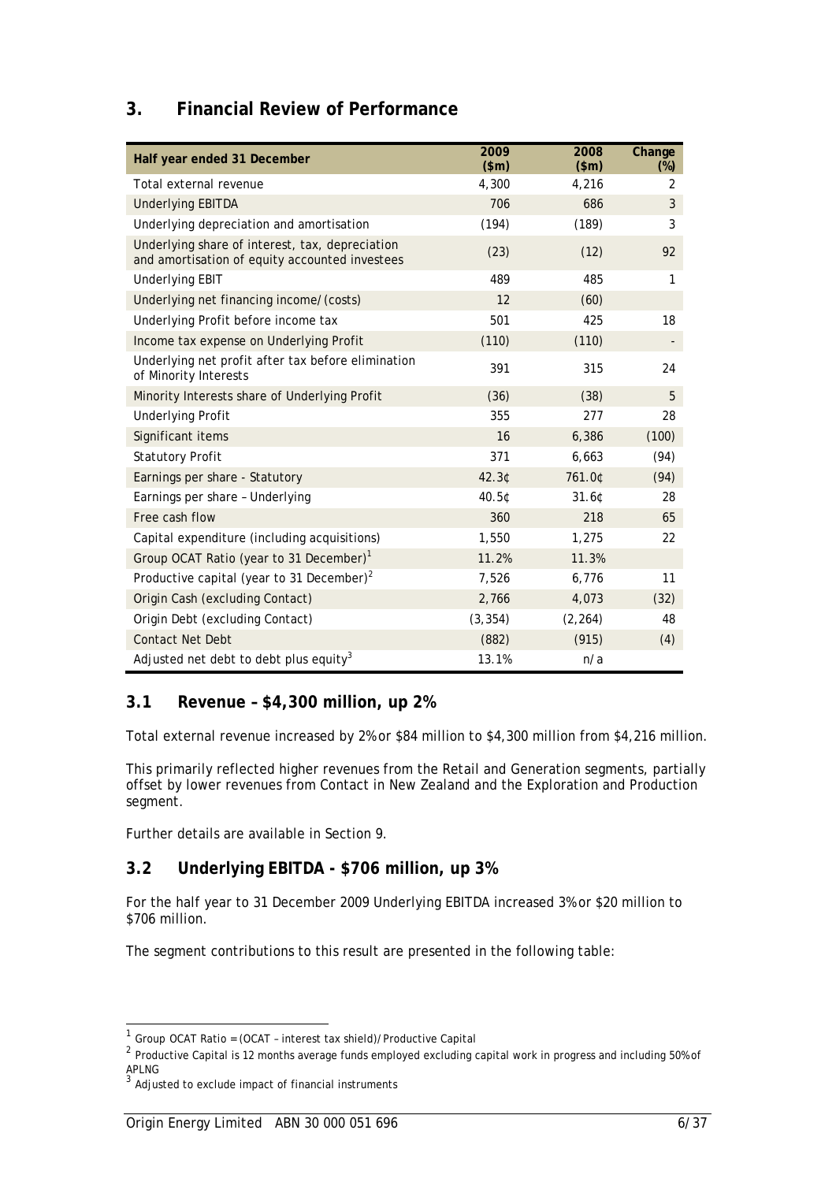## 3. Financial Review of Performance

| Half year ended 31 December | 2009 ($m) | 2008 ($m) | Change (%) |
|---|---|---|---|
| Total external revenue | 4,300 | 4,216 | 2 |
| Underlying EBITDA | 706 | 686 | 3 |
| Underlying depreciation and amortisation | (194) | (189) | 3 |
| Underlying share of interest, tax, depreciation and amortisation of equity accounted investees | (23) | (12) | 92 |
| Underlying EBIT | 489 | 485 | 1 |
| Underlying net financing income/(costs) | 12 | (60) | |
| Underlying Profit before income tax | 501 | 425 | 18 |
| Income tax expense on Underlying Profit | (110) | (110) | - |
| Underlying net profit after tax before elimination of Minority Interests | 391 | 315 | 24 |
| Minority Interests share of Underlying Profit | (36) | (38) | 5 |
| Underlying Profit | 355 | 277 | 28 |
| Significant items | 16 | 6,386 | (100) |
| Statutory Profit | 371 | 6,663 | (94) |
| Earnings per share - Statutory | 42.3¢ | 761.0¢ | (94) |
| Earnings per share – Underlying | 40.5¢ | 31.6¢ | 28 |
| Free cash flow | 360 | 218 | 65 |
| Capital expenditure (including acquisitions) | 1,550 | 1,275 | 22 |
| Group OCAT Ratio (year to 31 December)[1] | 11.2% | 11.3% | |
| Productive capital (year to 31 December)[2] | 7,526 | 6,776 | 11 |
| Origin Cash (excluding Contact) | 2,766 | 4,073 | (32) |
| Origin Debt (excluding Contact) | (3,354) | (2,264) | 48 |
| Contact Net Debt | (882) | (915) | (4) |
| Adjusted net debt to debt plus equity[3] | 13.1% | n/a | |

### 3.1 Revenue – $4,300 million, up 2%

Total external revenue increased by 2% or $84 million to $4,300 million from $4,216 million.

This primarily reflected higher revenues from the Retail and Generation segments, partially offset by lower revenues from Contact in New Zealand and the Exploration and Production segment.

Further details are available in Section 9.

### 3.2 Underlying EBITDA - $706 million, up 3%

For the half year to 31 December 2009 Underlying EBITDA increased 3% or $20 million to $706 million.

The segment contributions to this result are presented in the following table:

---

[1] Group OCAT Ratio = (OCAT – interest tax shield)/Productive Capital

[2] Productive Capital is 12 months average funds employed excluding capital work in progress and including 50% of APLNG

[3] Adjusted to exclude impact of financial instruments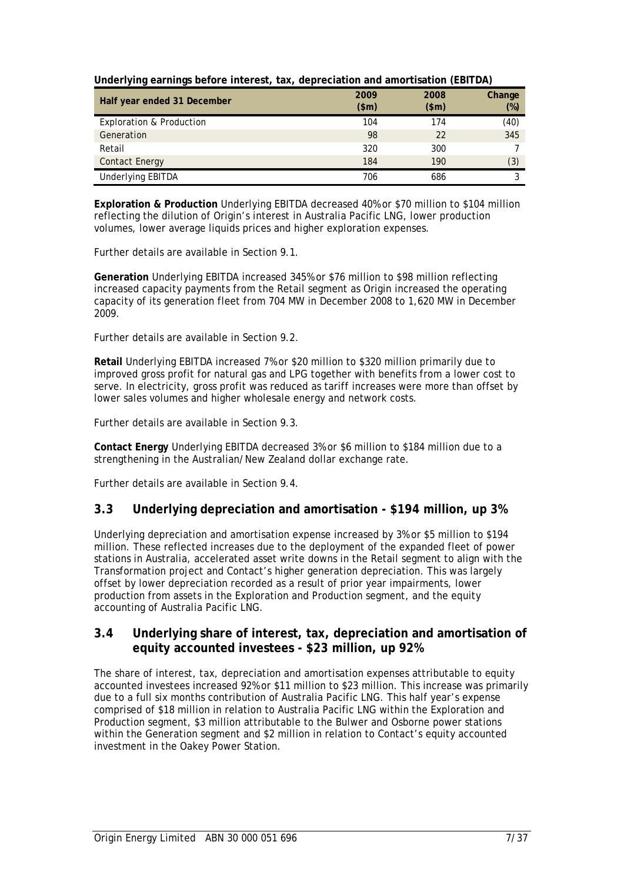**Underlying earnings before interest, tax, depreciation and amortisation (EBITDA)**

| Half year ended 31 December | 2009 ($m) | 2008 ($m) | Change (%) |
|---|---|---|---|
| Exploration & Production | 104 | 174 | (40) |
| Generation | 98 | 22 | 345 |
| Retail | 320 | 300 | 7 |
| Contact Energy | 184 | 190 | (3) |
| Underlying EBITDA | 706 | 686 | 3 |

**Exploration & Production** Underlying EBITDA decreased 40% or $70 million to $104 million reflecting the dilution of Origin's interest in Australia Pacific LNG, lower production volumes, lower average liquids prices and higher exploration expenses.

Further details are available in Section 9.1.

**Generation** Underlying EBITDA increased 345% or $76 million to $98 million reflecting increased capacity payments from the Retail segment as Origin increased the operating capacity of its generation fleet from 704 MW in December 2008 to 1,620 MW in December 2009.

Further details are available in Section 9.2.

**Retail** Underlying EBITDA increased 7% or $20 million to $320 million primarily due to improved gross profit for natural gas and LPG together with benefits from a lower cost to serve. In electricity, gross profit was reduced as tariff increases were more than offset by lower sales volumes and higher wholesale energy and network costs.

Further details are available in Section 9.3.

**Contact Energy** Underlying EBITDA decreased 3% or $6 million to $184 million due to a strengthening in the Australian/New Zealand dollar exchange rate.

Further details are available in Section 9.4.

## 3.3 Underlying depreciation and amortisation - $194 million, up 3%

Underlying depreciation and amortisation expense increased by 3% or $5 million to $194 million. These reflected increases due to the deployment of the expanded fleet of power stations in Australia, accelerated asset write downs in the Retail segment to align with the Transformation project and Contact's higher generation depreciation. This was largely offset by lower depreciation recorded as a result of prior year impairments, lower production from assets in the Exploration and Production segment, and the equity accounting of Australia Pacific LNG.

## 3.4 Underlying share of interest, tax, depreciation and amortisation of equity accounted investees - $23 million, up 92%

The share of interest, tax, depreciation and amortisation expenses attributable to equity accounted investees increased 92% or $11 million to $23 million. This increase was primarily due to a full six months contribution of Australia Pacific LNG. This half year's expense comprised of $18 million in relation to Australia Pacific LNG within the Exploration and Production segment, $3 million attributable to the Bulwer and Osborne power stations within the Generation segment and $2 million in relation to Contact's equity accounted investment in the Oakey Power Station.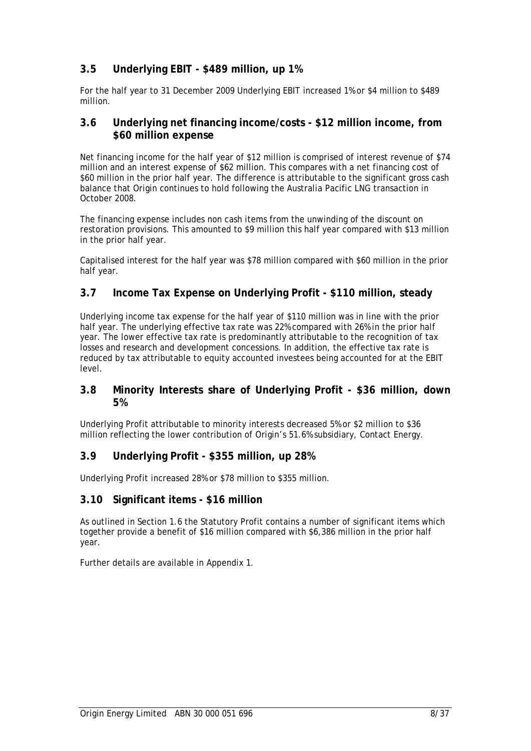## 3.5 Underlying EBIT - $489 million, up 1%

For the half year to 31 December 2009 Underlying EBIT increased 1% or $4 million to $489 million.

## 3.6 Underlying net financing income/costs - $12 million income, from $60 million expense

Net financing income for the half year of $12 million is comprised of interest revenue of $74 million and an interest expense of $62 million. This compares with a net financing cost of $60 million in the prior half year. The difference is attributable to the significant gross cash balance that Origin continues to hold following the Australia Pacific LNG transaction in October 2008.

The financing expense includes non cash items from the unwinding of the discount on restoration provisions. This amounted to $9 million this half year compared with $13 million in the prior half year.

Capitalised interest for the half year was $78 million compared with $60 million in the prior half year.

## 3.7 Income Tax Expense on Underlying Profit - $110 million, steady

Underlying income tax expense for the half year of $110 million was in line with the prior half year. The underlying effective tax rate was 22% compared with 26% in the prior half year. The lower effective tax rate is predominantly attributable to the recognition of tax losses and research and development concessions. In addition, the effective tax rate is reduced by tax attributable to equity accounted investees being accounted for at the EBIT level.

## 3.8 Minority Interests share of Underlying Profit - $36 million, down 5%

Underlying Profit attributable to minority interests decreased 5% or $2 million to $36 million reflecting the lower contribution of Origin's 51.6% subsidiary, Contact Energy.

## 3.9 Underlying Profit - $355 million, up 28%

Underlying Profit increased 28% or $78 million to $355 million.

## 3.10 Significant items - $16 million

As outlined in Section 1.6 the Statutory Profit contains a number of significant items which together provide a benefit of $16 million compared with $6,386 million in the prior half year.

Further details are available in Appendix 1.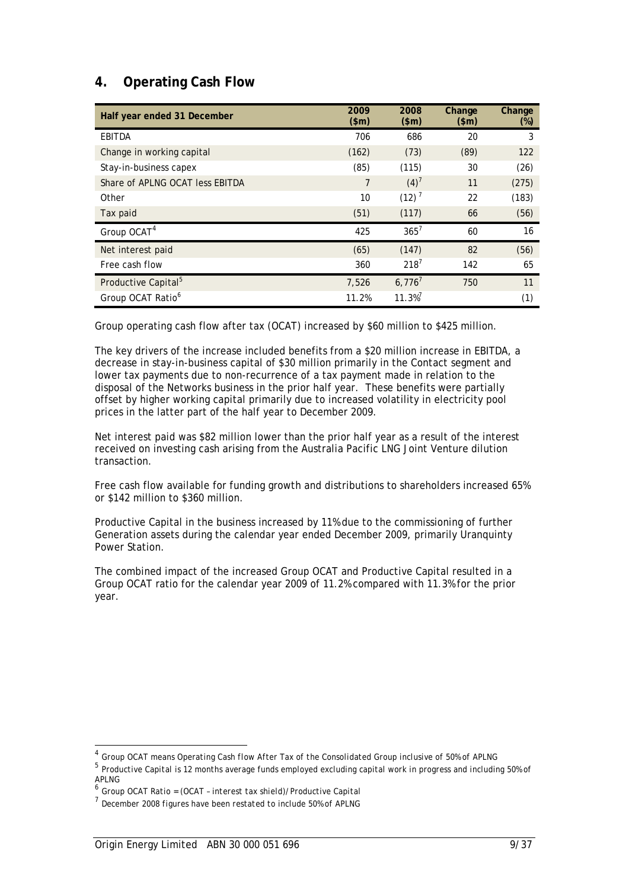## 4. Operating Cash Flow

| Half year ended 31 December | 2009 ($m) | 2008 ($m) | Change ($m) | Change (%) |
|---|---|---|---|---|
| EBITDA | 706 | 686 | 20 | 3 |
| Change in working capital | (162) | (73) | (89) | 122 |
| Stay-in-business capex | (85) | (115) | 30 | (26) |
| Share of APLNG OCAT less EBITDA | 7 | (4)[7] | 11 | (275) |
| Other | 10 | (12)[7] | 22 | (183) |
| Tax paid | (51) | (117) | 66 | (56) |
| Group OCAT[4] | 425 | 365[7] | 60 | 16 |
| Net interest paid | (65) | (147) | 82 | (56) |
| Free cash flow | 360 | 218[7] | 142 | 65 |
| Productive Capital[5] | 7,526 | 6,776[7] | 750 | 11 |
| Group OCAT Ratio[6] | 11.2% | 11.3%[7] | | (1) |

Group operating cash flow after tax (OCAT) increased by $60 million to $425 million.

The key drivers of the increase included benefits from a $20 million increase in EBITDA, a decrease in stay-in-business capital of $30 million primarily in the Contact segment and lower tax payments due to non-recurrence of a tax payment made in relation to the disposal of the Networks business in the prior half year. These benefits were partially offset by higher working capital primarily due to increased volatility in electricity pool prices in the latter part of the half year to December 2009.

Net interest paid was $82 million lower than the prior half year as a result of the interest received on investing cash arising from the Australia Pacific LNG Joint Venture dilution transaction.

Free cash flow available for funding growth and distributions to shareholders increased 65% or $142 million to $360 million.

Productive Capital in the business increased by 11% due to the commissioning of further Generation assets during the calendar year ended December 2009, primarily Uranquinty Power Station.

The combined impact of the increased Group OCAT and Productive Capital resulted in a Group OCAT ratio for the calendar year 2009 of 11.2% compared with 11.3% for the prior year.

---

[4] Group OCAT means Operating Cash flow After Tax of the Consolidated Group inclusive of 50% of APLNG

[5] Productive Capital is 12 months average funds employed excluding capital work in progress and including 50% of APLNG

[6] Group OCAT Ratio = (OCAT – interest tax shield)/ Productive Capital

[7] December 2008 figures have been restated to include 50% of APLNG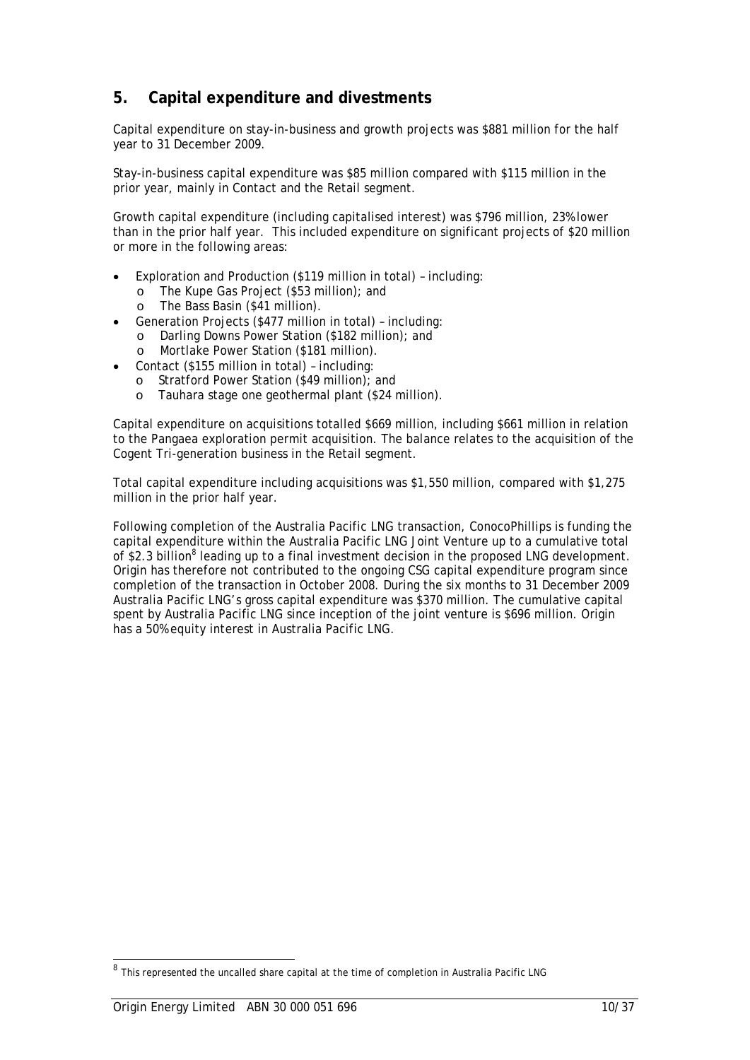## 5. Capital expenditure and divestments

Capital expenditure on stay-in-business and growth projects was $881 million for the half year to 31 December 2009.

Stay-in-business capital expenditure was $85 million compared with $115 million in the prior year, mainly in Contact and the Retail segment.

Growth capital expenditure (including capitalised interest) was $796 million, 23% lower than in the prior half year. This included expenditure on significant projects of $20 million or more in the following areas:

- Exploration and Production ($119 million in total) – including:
  - The Kupe Gas Project ($53 million); and
  - The Bass Basin ($41 million).
- Generation Projects ($477 million in total) – including:
  - Darling Downs Power Station ($182 million); and
  - Mortlake Power Station ($181 million).
- Contact ($155 million in total) – including:
  - Stratford Power Station ($49 million); and
  - Tauhara stage one geothermal plant ($24 million).

Capital expenditure on acquisitions totalled $669 million, including $661 million in relation to the Pangaea exploration permit acquisition. The balance relates to the acquisition of the Cogent Tri-generation business in the Retail segment.

Total capital expenditure including acquisitions was $1,550 million, compared with $1,275 million in the prior half year.

Following completion of the Australia Pacific LNG transaction, ConocoPhillips is funding the capital expenditure within the Australia Pacific LNG Joint Venture up to a cumulative total of $2.3 billion[8] leading up to a final investment decision in the proposed LNG development. Origin has therefore not contributed to the ongoing CSG capital expenditure program since completion of the transaction in October 2008. During the six months to 31 December 2009 Australia Pacific LNG's gross capital expenditure was $370 million. The cumulative capital spent by Australia Pacific LNG since inception of the joint venture is $696 million. Origin has a 50% equity interest in Australia Pacific LNG.

[8] This represented the uncalled share capital at the time of completion in Australia Pacific LNG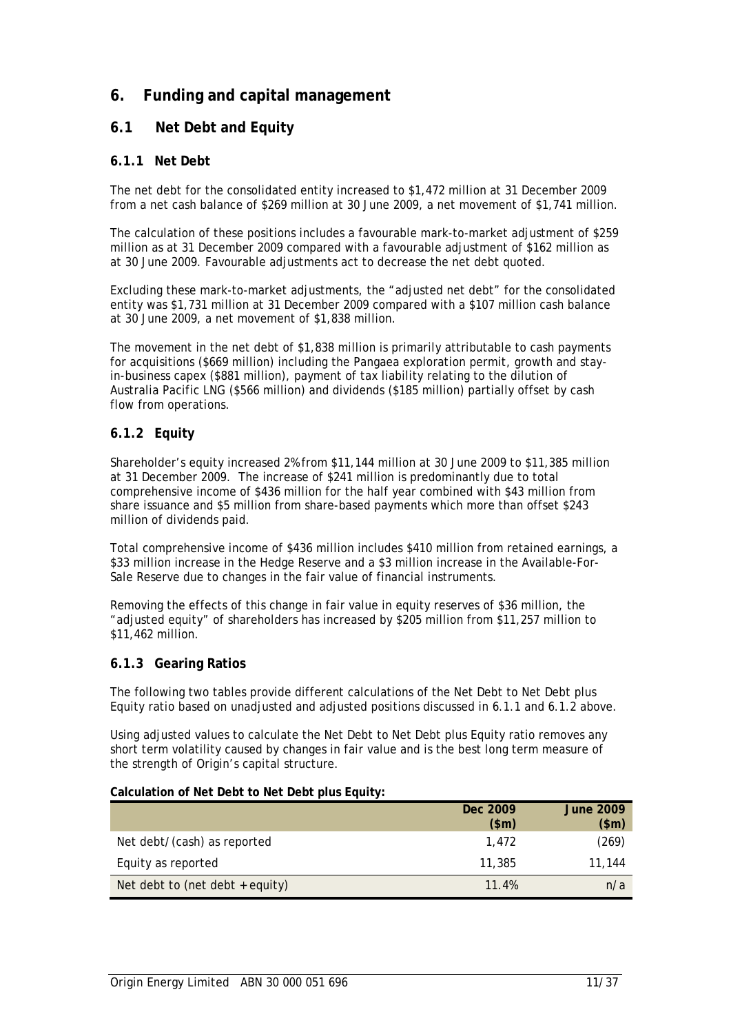# 6. Funding and capital management

## 6.1 Net Debt and Equity

### 6.1.1 Net Debt

The net debt for the consolidated entity increased to $1,472 million at 31 December 2009 from a net cash balance of $269 million at 30 June 2009, a net movement of $1,741 million.

The calculation of these positions includes a favourable mark-to-market adjustment of $259 million as at 31 December 2009 compared with a favourable adjustment of $162 million as at 30 June 2009. Favourable adjustments act to decrease the net debt quoted.

Excluding these mark-to-market adjustments, the "adjusted net debt" for the consolidated entity was $1,731 million at 31 December 2009 compared with a $107 million cash balance at 30 June 2009, a net movement of $1,838 million.

The movement in the net debt of $1,838 million is primarily attributable to cash payments for acquisitions ($669 million) including the Pangaea exploration permit, growth and stay-in-business capex ($881 million), payment of tax liability relating to the dilution of Australia Pacific LNG ($566 million) and dividends ($185 million) partially offset by cash flow from operations.

### 6.1.2 Equity

Shareholder's equity increased 2% from $11,144 million at 30 June 2009 to $11,385 million at 31 December 2009. The increase of $241 million is predominantly due to total comprehensive income of $436 million for the half year combined with $43 million from share issuance and $5 million from share-based payments which more than offset $243 million of dividends paid.

Total comprehensive income of $436 million includes $410 million from retained earnings, a $33 million increase in the Hedge Reserve and a $3 million increase in the Available-For-Sale Reserve due to changes in the fair value of financial instruments.

Removing the effects of this change in fair value in equity reserves of $36 million, the "adjusted equity" of shareholders has increased by $205 million from $11,257 million to $11,462 million.

### 6.1.3 Gearing Ratios

The following two tables provide different calculations of the Net Debt to Net Debt plus Equity ratio based on unadjusted and adjusted positions discussed in 6.1.1 and 6.1.2 above.

Using adjusted values to calculate the Net Debt to Net Debt plus Equity ratio removes any short term volatility caused by changes in fair value and is the best long term measure of the strength of Origin's capital structure.

**Calculation of Net Debt to Net Debt plus Equity:**

| | Dec 2009 ($m) | June 2009 ($m) |
|---|---|---|
| Net debt/(cash) as reported | 1,472 | (269) |
| Equity as reported | 11,385 | 11,144 |
| Net debt to (net debt + equity) | 11.4% | n/a |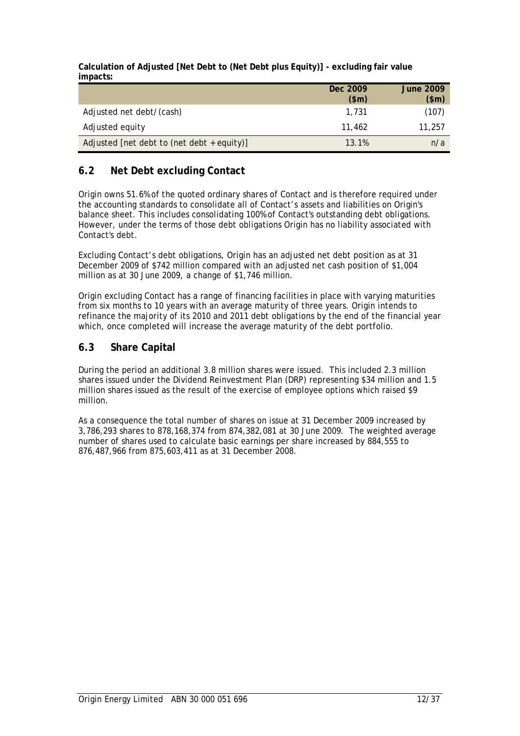**Calculation of Adjusted [Net Debt to (Net Debt plus Equity)] - excluding fair value impacts:**

| | Dec 2009 ($m) | June 2009 ($m) |
|---|---|---|
| Adjusted net debt/(cash) | 1,731 | (107) |
| Adjusted equity | 11,462 | 11,257 |
| Adjusted [net debt to (net debt + equity)] | 13.1% | n/a |

## 6.2 Net Debt excluding Contact

Origin owns 51.6% of the quoted ordinary shares of Contact and is therefore required under the accounting standards to consolidate all of Contact's assets and liabilities on Origin's balance sheet. This includes consolidating 100% of Contact's outstanding debt obligations. However, under the terms of those debt obligations Origin has no liability associated with Contact's debt.

Excluding Contact's debt obligations, Origin has an adjusted net debt position as at 31 December 2009 of $742 million compared with an adjusted net cash position of $1,004 million as at 30 June 2009, a change of $1,746 million.

Origin excluding Contact has a range of financing facilities in place with varying maturities from six months to 10 years with an average maturity of three years. Origin intends to refinance the majority of its 2010 and 2011 debt obligations by the end of the financial year which, once completed will increase the average maturity of the debt portfolio.

## 6.3 Share Capital

During the period an additional 3.8 million shares were issued. This included 2.3 million shares issued under the Dividend Reinvestment Plan (DRP) representing $34 million and 1.5 million shares issued as the result of the exercise of employee options which raised $9 million.

As a consequence the total number of shares on issue at 31 December 2009 increased by 3,786,293 shares to 878,168,374 from 874,382,081 at 30 June 2009. The weighted average number of shares used to calculate basic earnings per share increased by 884,555 to 876,487,966 from 875,603,411 as at 31 December 2008.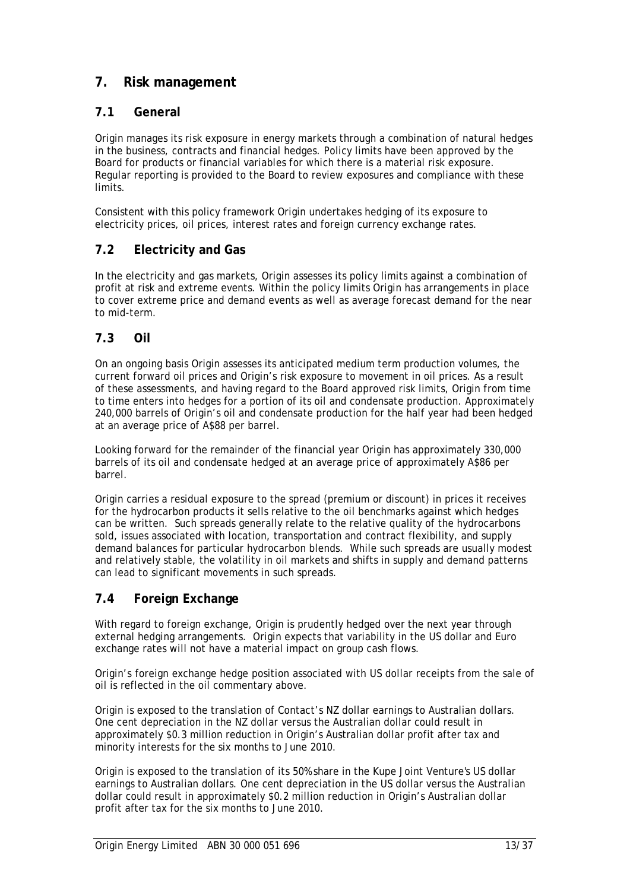## 7. Risk management

### 7.1 General

Origin manages its risk exposure in energy markets through a combination of natural hedges in the business, contracts and financial hedges. Policy limits have been approved by the Board for products or financial variables for which there is a material risk exposure. Regular reporting is provided to the Board to review exposures and compliance with these limits.

Consistent with this policy framework Origin undertakes hedging of its exposure to electricity prices, oil prices, interest rates and foreign currency exchange rates.

### 7.2 Electricity and Gas

In the electricity and gas markets, Origin assesses its policy limits against a combination of profit at risk and extreme events. Within the policy limits Origin has arrangements in place to cover extreme price and demand events as well as average forecast demand for the near to mid-term.

### 7.3 Oil

On an ongoing basis Origin assesses its anticipated medium term production volumes, the current forward oil prices and Origin's risk exposure to movement in oil prices. As a result of these assessments, and having regard to the Board approved risk limits, Origin from time to time enters into hedges for a portion of its oil and condensate production. Approximately 240,000 barrels of Origin's oil and condensate production for the half year had been hedged at an average price of A$88 per barrel.

Looking forward for the remainder of the financial year Origin has approximately 330,000 barrels of its oil and condensate hedged at an average price of approximately A$86 per barrel.

Origin carries a residual exposure to the spread (premium or discount) in prices it receives for the hydrocarbon products it sells relative to the oil benchmarks against which hedges can be written. Such spreads generally relate to the relative quality of the hydrocarbons sold, issues associated with location, transportation and contract flexibility, and supply demand balances for particular hydrocarbon blends. While such spreads are usually modest and relatively stable, the volatility in oil markets and shifts in supply and demand patterns can lead to significant movements in such spreads.

### 7.4 Foreign Exchange

With regard to foreign exchange, Origin is prudently hedged over the next year through external hedging arrangements. Origin expects that variability in the US dollar and Euro exchange rates will not have a material impact on group cash flows.

Origin's foreign exchange hedge position associated with US dollar receipts from the sale of oil is reflected in the oil commentary above.

Origin is exposed to the translation of Contact's NZ dollar earnings to Australian dollars. One cent depreciation in the NZ dollar versus the Australian dollar could result in approximately $0.3 million reduction in Origin's Australian dollar profit after tax and minority interests for the six months to June 2010.

Origin is exposed to the translation of its 50% share in the Kupe Joint Venture's US dollar earnings to Australian dollars. One cent depreciation in the US dollar versus the Australian dollar could result in approximately $0.2 million reduction in Origin's Australian dollar profit after tax for the six months to June 2010.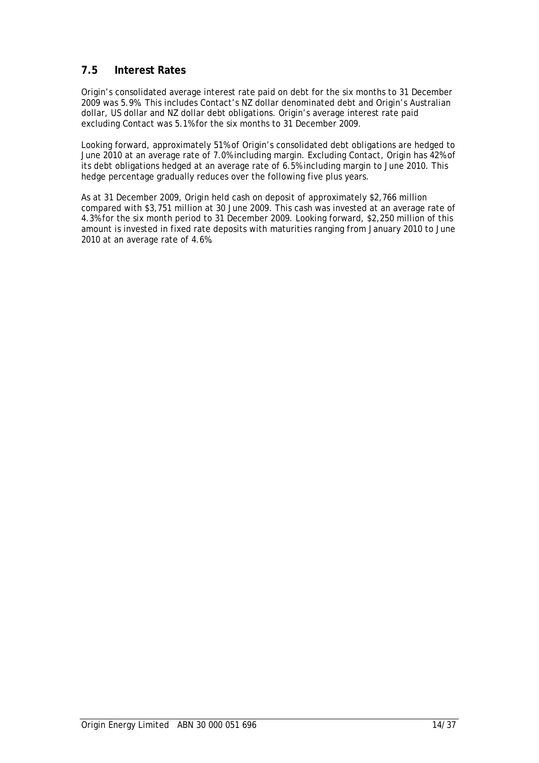## 7.5 Interest Rates

Origin's consolidated average interest rate paid on debt for the six months to 31 December 2009 was 5.9%. This includes Contact's NZ dollar denominated debt and Origin's Australian dollar, US dollar and NZ dollar debt obligations. Origin's average interest rate paid excluding Contact was 5.1% for the six months to 31 December 2009.

Looking forward, approximately 51% of Origin's consolidated debt obligations are hedged to June 2010 at an average rate of 7.0% including margin. Excluding Contact, Origin has 42% of its debt obligations hedged at an average rate of 6.5% including margin to June 2010. This hedge percentage gradually reduces over the following five plus years.

As at 31 December 2009, Origin held cash on deposit of approximately $2,766 million compared with $3,751 million at 30 June 2009. This cash was invested at an average rate of 4.3% for the six month period to 31 December 2009. Looking forward, $2,250 million of this amount is invested in fixed rate deposits with maturities ranging from January 2010 to June 2010 at an average rate of 4.6%.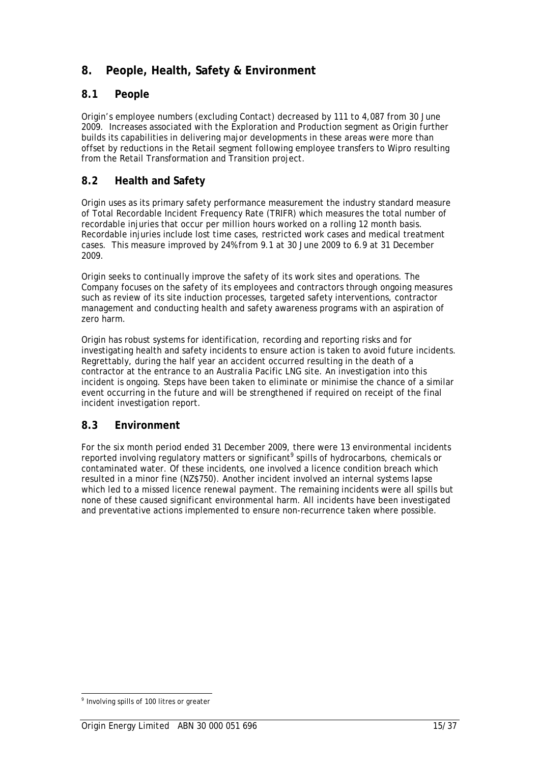## 8. People, Health, Safety & Environment

### 8.1 People

Origin's employee numbers (excluding Contact) decreased by 111 to 4,087 from 30 June 2009. Increases associated with the Exploration and Production segment as Origin further builds its capabilities in delivering major developments in these areas were more than offset by reductions in the Retail segment following employee transfers to Wipro resulting from the Retail Transformation and Transition project.

### 8.2 Health and Safety

Origin uses as its primary safety performance measurement the industry standard measure of Total Recordable Incident Frequency Rate (TRIFR) which measures the total number of recordable injuries that occur per million hours worked on a rolling 12 month basis. Recordable injuries include lost time cases, restricted work cases and medical treatment cases. This measure improved by 24% from 9.1 at 30 June 2009 to 6.9 at 31 December 2009.

Origin seeks to continually improve the safety of its work sites and operations. The Company focuses on the safety of its employees and contractors through ongoing measures such as review of its site induction processes, targeted safety interventions, contractor management and conducting health and safety awareness programs with an aspiration of zero harm.

Origin has robust systems for identification, recording and reporting risks and for investigating health and safety incidents to ensure action is taken to avoid future incidents. Regrettably, during the half year an accident occurred resulting in the death of a contractor at the entrance to an Australia Pacific LNG site. An investigation into this incident is ongoing. Steps have been taken to eliminate or minimise the chance of a similar event occurring in the future and will be strengthened if required on receipt of the final incident investigation report.

### 8.3 Environment

For the six month period ended 31 December 2009, there were 13 environmental incidents reported involving regulatory matters or significant[9] spills of hydrocarbons, chemicals or contaminated water. Of these incidents, one involved a licence condition breach which resulted in a minor fine (NZ$750). Another incident involved an internal systems lapse which led to a missed licence renewal payment. The remaining incidents were all spills but none of these caused significant environmental harm. All incidents have been investigated and preventative actions implemented to ensure non-recurrence taken where possible.

---

[9] Involving spills of 100 litres or greater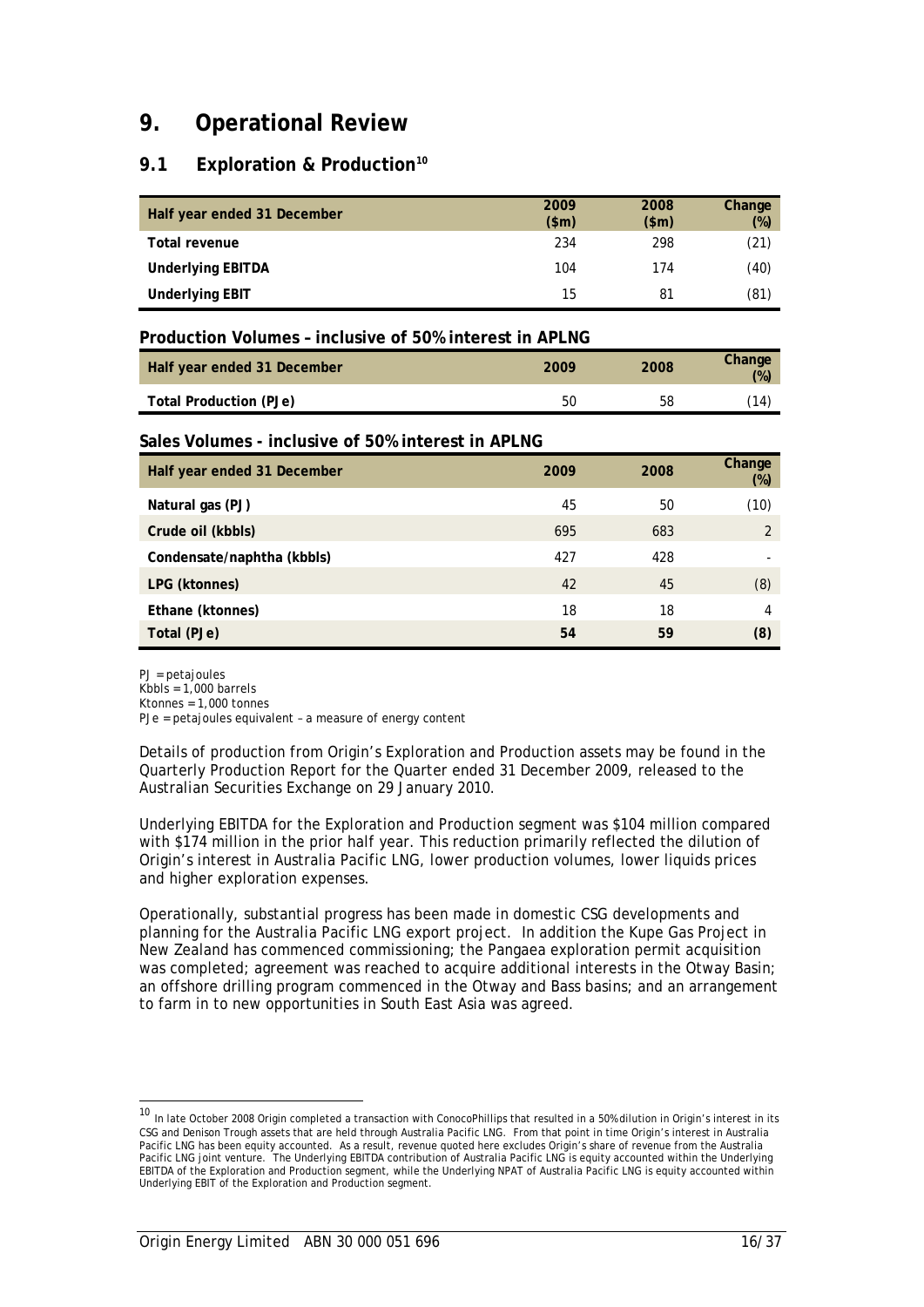# 9. Operational Review

## 9.1 Exploration & Production[10]

| Half year ended 31 December | 2009 ($m) | 2008 ($m) | Change (%) |
|---|---|---|---|
| Total revenue | 234 | 298 | (21) |
| Underlying EBITDA | 104 | 174 | (40) |
| Underlying EBIT | 15 | 81 | (81) |

**Production Volumes – inclusive of 50% interest in APLNG**

| Half year ended 31 December | 2009 | 2008 | Change (%) |
|---|---|---|---|
| Total Production (PJe) | 50 | 58 | (14) |

**Sales Volumes - inclusive of 50% interest in APLNG**

| Half year ended 31 December | 2009 | 2008 | Change (%) |
|---|---|---|---|
| Natural gas (PJ) | 45 | 50 | (10) |
| Crude oil (kbbls) | 695 | 683 | 2 |
| Condensate/naphtha (kbbls) | 427 | 428 | - |
| LPG (ktonnes) | 42 | 45 | (8) |
| Ethane (ktonnes) | 18 | 18 | 4 |
| **Total (PJe)** | **54** | **59** | **(8)** |

PJ = petajoules
Kbbls = 1,000 barrels
Ktonnes = 1,000 tonnes
PJe = petajoules equivalent – a measure of energy content

Details of production from Origin's Exploration and Production assets may be found in the Quarterly Production Report for the Quarter ended 31 December 2009, released to the Australian Securities Exchange on 29 January 2010.

Underlying EBITDA for the Exploration and Production segment was $104 million compared with $174 million in the prior half year. This reduction primarily reflected the dilution of Origin's interest in Australia Pacific LNG, lower production volumes, lower liquids prices and higher exploration expenses.

Operationally, substantial progress has been made in domestic CSG developments and planning for the Australia Pacific LNG export project. In addition the Kupe Gas Project in New Zealand has commenced commissioning; the Pangaea exploration permit acquisition was completed; agreement was reached to acquire additional interests in the Otway Basin; an offshore drilling program commenced in the Otway and Bass basins; and an arrangement to farm in to new opportunities in South East Asia was agreed.

[10] In late October 2008 Origin completed a transaction with ConocoPhillips that resulted in a 50% dilution in Origin's interest in its CSG and Denison Trough assets that are held through Australia Pacific LNG. From that point in time Origin's interest in Australia Pacific LNG has been equity accounted. As a result, revenue quoted here excludes Origin's share of revenue from the Australia Pacific LNG joint venture. The Underlying EBITDA contribution of Australia Pacific LNG is equity accounted within the Underlying EBITDA of the Exploration and Production segment, while the Underlying NPAT of Australia Pacific LNG is equity accounted within Underlying EBIT of the Exploration and Production segment.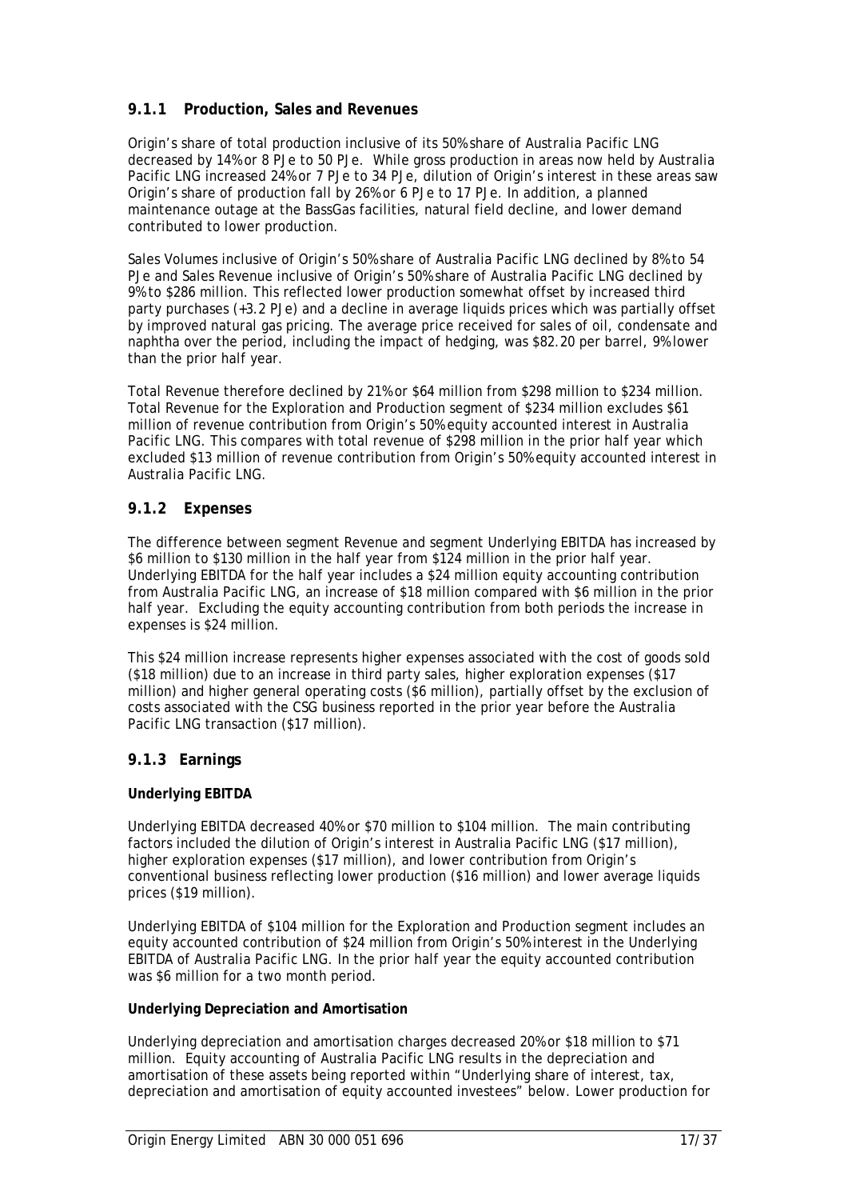### 9.1.1 Production, Sales and Revenues

Origin's share of total production inclusive of its 50% share of Australia Pacific LNG decreased by 14% or 8 PJe to 50 PJe. While gross production in areas now held by Australia Pacific LNG increased 24% or 7 PJe to 34 PJe, dilution of Origin's interest in these areas saw Origin's share of production fall by 26% or 6 PJe to 17 PJe. In addition, a planned maintenance outage at the BassGas facilities, natural field decline, and lower demand contributed to lower production.

Sales Volumes inclusive of Origin's 50% share of Australia Pacific LNG declined by 8% to 54 PJe and Sales Revenue inclusive of Origin's 50% share of Australia Pacific LNG declined by 9% to $286 million. This reflected lower production somewhat offset by increased third party purchases (+3.2 PJe) and a decline in average liquids prices which was partially offset by improved natural gas pricing. The average price received for sales of oil, condensate and naphtha over the period, including the impact of hedging, was $82.20 per barrel, 9% lower than the prior half year.

Total Revenue therefore declined by 21% or $64 million from $298 million to $234 million. Total Revenue for the Exploration and Production segment of $234 million excludes $61 million of revenue contribution from Origin's 50% equity accounted interest in Australia Pacific LNG. This compares with total revenue of $298 million in the prior half year which excluded $13 million of revenue contribution from Origin's 50% equity accounted interest in Australia Pacific LNG.

### 9.1.2 Expenses

The difference between segment Revenue and segment Underlying EBITDA has increased by $6 million to $130 million in the half year from $124 million in the prior half year. Underlying EBITDA for the half year includes a $24 million equity accounting contribution from Australia Pacific LNG, an increase of $18 million compared with $6 million in the prior half year. Excluding the equity accounting contribution from both periods the increase in expenses is $24 million.

This $24 million increase represents higher expenses associated with the cost of goods sold ($18 million) due to an increase in third party sales, higher exploration expenses ($17 million) and higher general operating costs ($6 million), partially offset by the exclusion of costs associated with the CSG business reported in the prior year before the Australia Pacific LNG transaction ($17 million).

### 9.1.3 Earnings

**Underlying EBITDA**

Underlying EBITDA decreased 40% or $70 million to $104 million. The main contributing factors included the dilution of Origin's interest in Australia Pacific LNG ($17 million), higher exploration expenses ($17 million), and lower contribution from Origin's conventional business reflecting lower production ($16 million) and lower average liquids prices ($19 million).

Underlying EBITDA of $104 million for the Exploration and Production segment includes an equity accounted contribution of $24 million from Origin's 50% interest in the Underlying EBITDA of Australia Pacific LNG. In the prior half year the equity accounted contribution was $6 million for a two month period.

**Underlying Depreciation and Amortisation**

Underlying depreciation and amortisation charges decreased 20% or $18 million to $71 million. Equity accounting of Australia Pacific LNG results in the depreciation and amortisation of these assets being reported within "Underlying share of interest, tax, depreciation and amortisation of equity accounted investees" below. Lower production for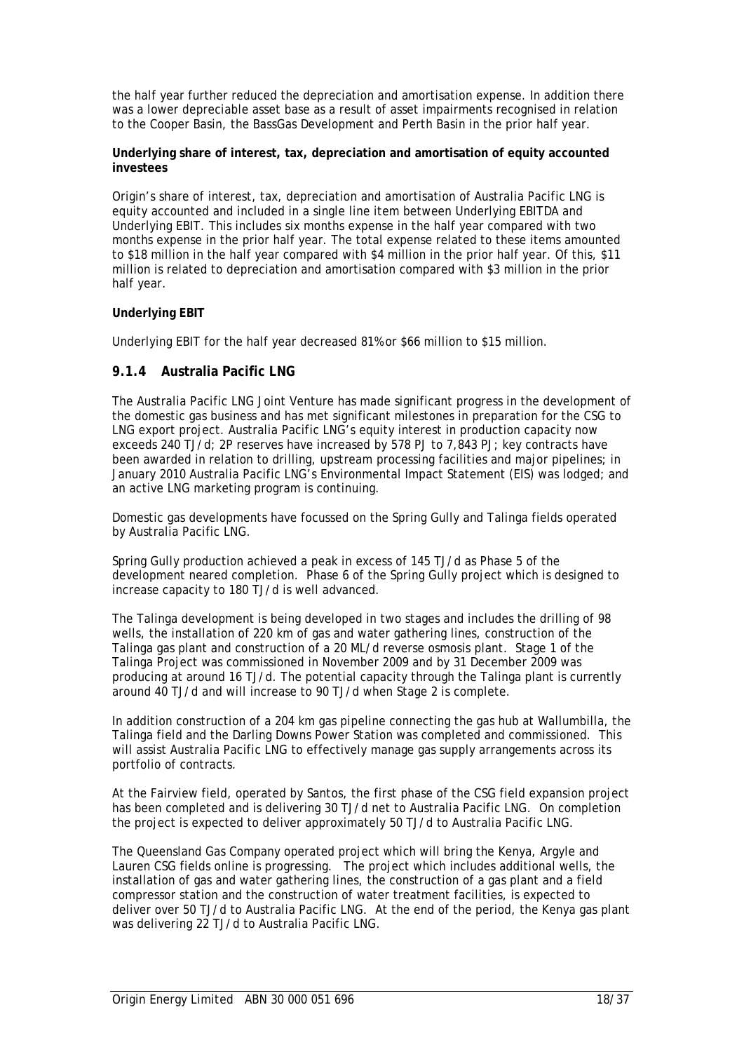the half year further reduced the depreciation and amortisation expense. In addition there was a lower depreciable asset base as a result of asset impairments recognised in relation to the Cooper Basin, the BassGas Development and Perth Basin in the prior half year.

**Underlying share of interest, tax, depreciation and amortisation of equity accounted investees**

Origin's share of interest, tax, depreciation and amortisation of Australia Pacific LNG is equity accounted and included in a single line item between Underlying EBITDA and Underlying EBIT. This includes six months expense in the half year compared with two months expense in the prior half year. The total expense related to these items amounted to $18 million in the half year compared with $4 million in the prior half year. Of this, $11 million is related to depreciation and amortisation compared with $3 million in the prior half year.

**Underlying EBIT**

Underlying EBIT for the half year decreased 81% or $66 million to $15 million.

### 9.1.4 Australia Pacific LNG

The Australia Pacific LNG Joint Venture has made significant progress in the development of the domestic gas business and has met significant milestones in preparation for the CSG to LNG export project. Australia Pacific LNG's equity interest in production capacity now exceeds 240 TJ/d; 2P reserves have increased by 578 PJ to 7,843 PJ; key contracts have been awarded in relation to drilling, upstream processing facilities and major pipelines; in January 2010 Australia Pacific LNG's Environmental Impact Statement (EIS) was lodged; and an active LNG marketing program is continuing.

Domestic gas developments have focussed on the Spring Gully and Talinga fields operated by Australia Pacific LNG.

Spring Gully production achieved a peak in excess of 145 TJ/d as Phase 5 of the development neared completion. Phase 6 of the Spring Gully project which is designed to increase capacity to 180 TJ/d is well advanced.

The Talinga development is being developed in two stages and includes the drilling of 98 wells, the installation of 220 km of gas and water gathering lines, construction of the Talinga gas plant and construction of a 20 ML/d reverse osmosis plant. Stage 1 of the Talinga Project was commissioned in November 2009 and by 31 December 2009 was producing at around 16 TJ/d. The potential capacity through the Talinga plant is currently around 40 TJ/d and will increase to 90 TJ/d when Stage 2 is complete.

In addition construction of a 204 km gas pipeline connecting the gas hub at Wallumbilla, the Talinga field and the Darling Downs Power Station was completed and commissioned. This will assist Australia Pacific LNG to effectively manage gas supply arrangements across its portfolio of contracts.

At the Fairview field, operated by Santos, the first phase of the CSG field expansion project has been completed and is delivering 30 TJ/d net to Australia Pacific LNG. On completion the project is expected to deliver approximately 50 TJ/d to Australia Pacific LNG.

The Queensland Gas Company operated project which will bring the Kenya, Argyle and Lauren CSG fields online is progressing. The project which includes additional wells, the installation of gas and water gathering lines, the construction of a gas plant and a field compressor station and the construction of water treatment facilities, is expected to deliver over 50 TJ/d to Australia Pacific LNG. At the end of the period, the Kenya gas plant was delivering 22 TJ/d to Australia Pacific LNG.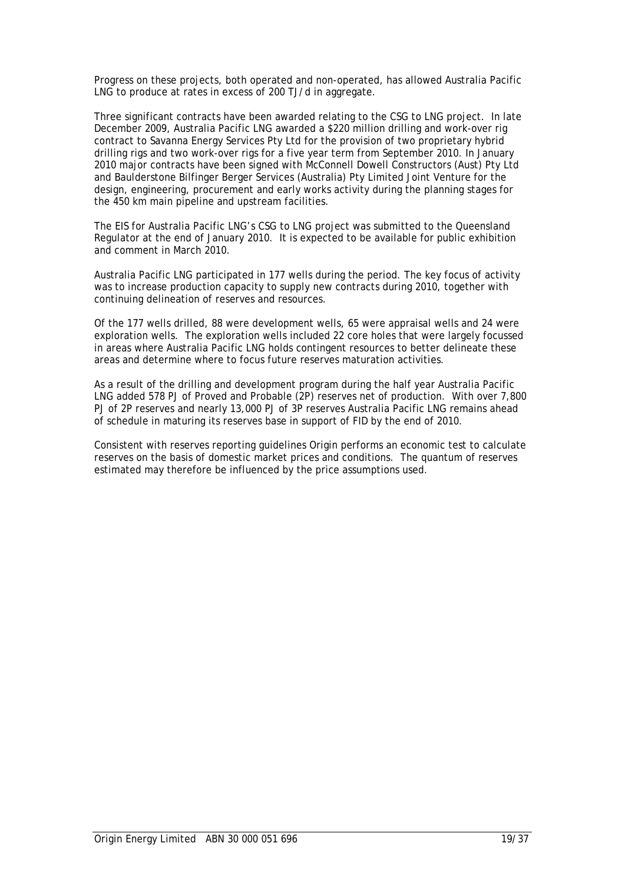Progress on these projects, both operated and non-operated, has allowed Australia Pacific LNG to produce at rates in excess of 200 TJ/d in aggregate.

Three significant contracts have been awarded relating to the CSG to LNG project. In late December 2009, Australia Pacific LNG awarded a $220 million drilling and work-over rig contract to Savanna Energy Services Pty Ltd for the provision of two proprietary hybrid drilling rigs and two work-over rigs for a five year term from September 2010. In January 2010 major contracts have been signed with McConnell Dowell Constructors (Aust) Pty Ltd and Baulderstone Bilfinger Berger Services (Australia) Pty Limited Joint Venture for the design, engineering, procurement and early works activity during the planning stages for the 450 km main pipeline and upstream facilities.

The EIS for Australia Pacific LNG's CSG to LNG project was submitted to the Queensland Regulator at the end of January 2010. It is expected to be available for public exhibition and comment in March 2010.

Australia Pacific LNG participated in 177 wells during the period. The key focus of activity was to increase production capacity to supply new contracts during 2010, together with continuing delineation of reserves and resources.

Of the 177 wells drilled, 88 were development wells, 65 were appraisal wells and 24 were exploration wells. The exploration wells included 22 core holes that were largely focussed in areas where Australia Pacific LNG holds contingent resources to better delineate these areas and determine where to focus future reserves maturation activities.

As a result of the drilling and development program during the half year Australia Pacific LNG added 578 PJ of Proved and Probable (2P) reserves net of production. With over 7,800 PJ of 2P reserves and nearly 13,000 PJ of 3P reserves Australia Pacific LNG remains ahead of schedule in maturing its reserves base in support of FID by the end of 2010.

Consistent with reserves reporting guidelines Origin performs an economic test to calculate reserves on the basis of domestic market prices and conditions. The quantum of reserves estimated may therefore be influenced by the price assumptions used.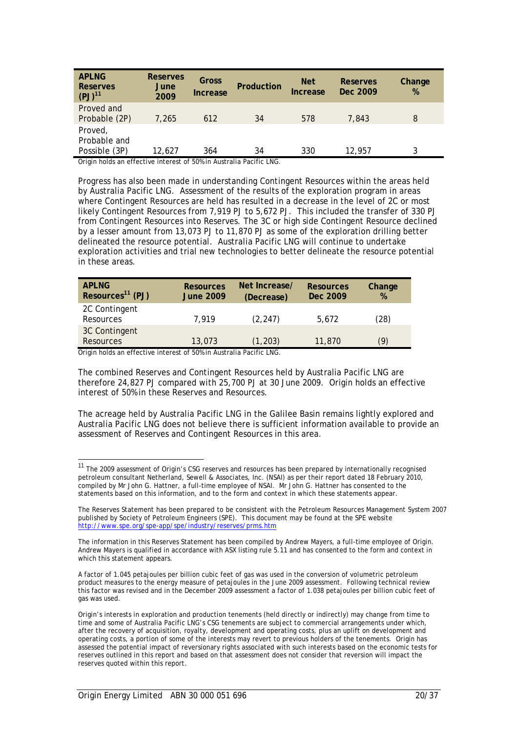| APLNG Reserves (PJ)[11] | Reserves June 2009 | Gross Increase | Production | Net Increase | Reserves Dec 2009 | Change % |
|---|---|---|---|---|---|---|
| Proved and Probable (2P) | 7,265 | 612 | 34 | 578 | 7,843 | 8 |
| Proved, Probable and Possible (3P) | 12,627 | 364 | 34 | 330 | 12,957 | 3 |

Origin holds an effective interest of 50% in Australia Pacific LNG.

Progress has also been made in understanding Contingent Resources within the areas held by Australia Pacific LNG. Assessment of the results of the exploration program in areas where Contingent Resources are held has resulted in a decrease in the level of 2C or most likely Contingent Resources from 7,919 PJ to 5,672 PJ. This included the transfer of 330 PJ from Contingent Resources into Reserves. The 3C or high side Contingent Resource declined by a lesser amount from 13,073 PJ to 11,870 PJ as some of the exploration drilling better delineated the resource potential. Australia Pacific LNG will continue to undertake exploration activities and trial new technologies to better delineate the resource potential in these areas.

| APLNG Resources[11] (PJ) | Resources June 2009 | Net Increase/ (Decrease) | Resources Dec 2009 | Change % |
|---|---|---|---|---|
| 2C Contingent Resources | 7,919 | (2,247) | 5,672 | (28) |
| 3C Contingent Resources | 13,073 | (1,203) | 11,870 | (9) |

Origin holds an effective interest of 50% in Australia Pacific LNG.

The combined Reserves and Contingent Resources held by Australia Pacific LNG are therefore 24,827 PJ compared with 25,700 PJ at 30 June 2009. Origin holds an effective interest of 50% in these Reserves and Resources.

The acreage held by Australia Pacific LNG in the Galilee Basin remains lightly explored and Australia Pacific LNG does not believe there is sufficient information available to provide an assessment of Reserves and Contingent Resources in this area.

---

[11] The 2009 assessment of Origin's CSG reserves and resources has been prepared by internationally recognised petroleum consultant Netherland, Sewell & Associates, Inc. (NSAI) as per their report dated 18 February 2010, compiled by Mr John G. Hattner, a full-time employee of NSAI. Mr John G. Hattner has consented to the statements based on this information, and to the form and context in which these statements appear.

The Reserves Statement has been prepared to be consistent with the Petroleum Resources Management System 2007 published by Society of Petroleum Engineers (SPE). This document may be found at the SPE website http://www.spe.org/spe-app/spe/industry/reserves/prms.htm

The information in this Reserves Statement has been compiled by Andrew Mayers, a full-time employee of Origin. Andrew Mayers is qualified in accordance with ASX listing rule 5.11 and has consented to the form and context in which this statement appears.

A factor of 1.045 petajoules per billion cubic feet of gas was used in the conversion of volumetric petroleum product measures to the energy measure of petajoules in the June 2009 assessment. Following technical review this factor was revised and in the December 2009 assessment a factor of 1.038 petajoules per billion cubic feet of gas was used.

Origin's interests in exploration and production tenements (held directly or indirectly) may change from time to time and some of Australia Pacific LNG's CSG tenements are subject to commercial arrangements under which, after the recovery of acquisition, royalty, development and operating costs, plus an uplift on development and operating costs, a portion of some of the interests may revert to previous holders of the tenements. Origin has assessed the potential impact of reversionary rights associated with such interests based on the economic tests for reserves outlined in this report and based on that assessment does not consider that reversion will impact the reserves quoted within this report.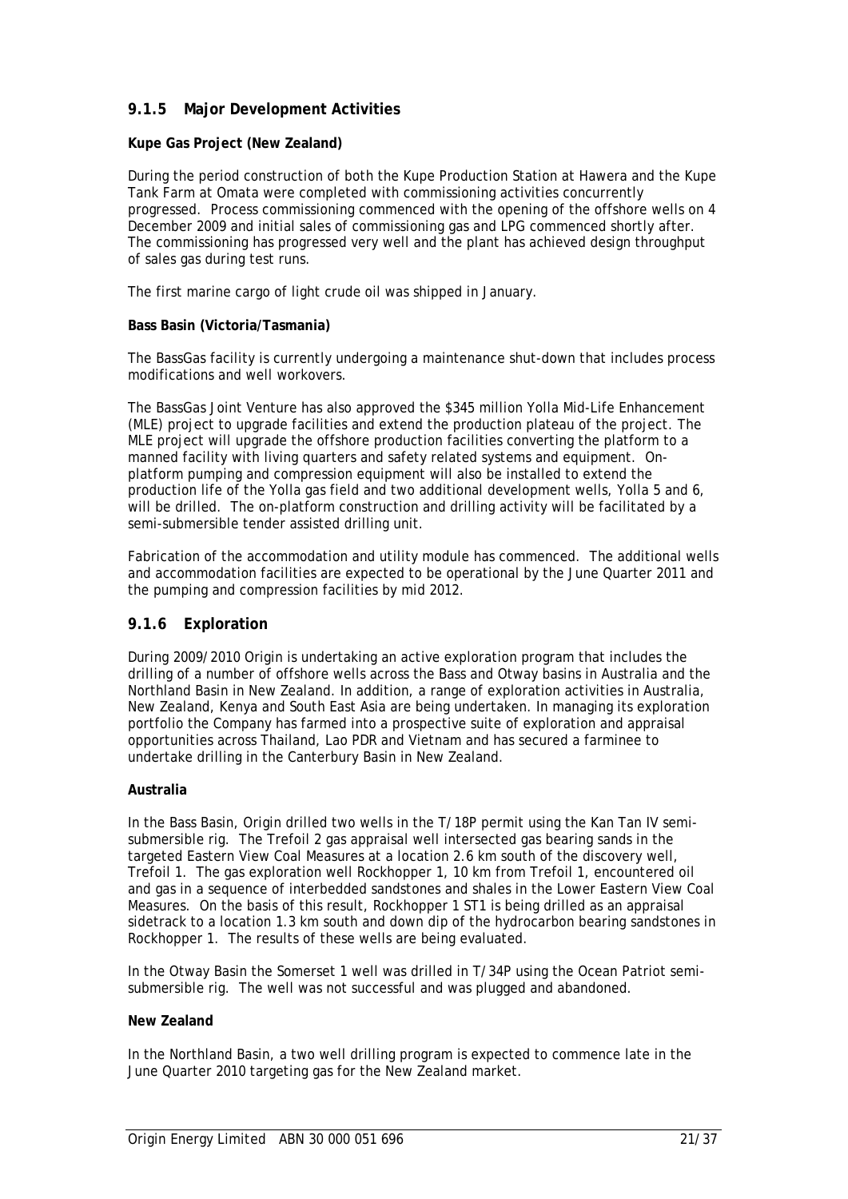### 9.1.5 Major Development Activities

**Kupe Gas Project (New Zealand)**

During the period construction of both the Kupe Production Station at Hawera and the Kupe Tank Farm at Omata were completed with commissioning activities concurrently progressed. Process commissioning commenced with the opening of the offshore wells on 4 December 2009 and initial sales of commissioning gas and LPG commenced shortly after. The commissioning has progressed very well and the plant has achieved design throughput of sales gas during test runs.

The first marine cargo of light crude oil was shipped in January.

**Bass Basin (Victoria/Tasmania)**

The BassGas facility is currently undergoing a maintenance shut-down that includes process modifications and well workovers.

The BassGas Joint Venture has also approved the $345 million Yolla Mid-Life Enhancement (MLE) project to upgrade facilities and extend the production plateau of the project. The MLE project will upgrade the offshore production facilities converting the platform to a manned facility with living quarters and safety related systems and equipment. On-platform pumping and compression equipment will also be installed to extend the production life of the Yolla gas field and two additional development wells, Yolla 5 and 6, will be drilled. The on-platform construction and drilling activity will be facilitated by a semi-submersible tender assisted drilling unit.

Fabrication of the accommodation and utility module has commenced. The additional wells and accommodation facilities are expected to be operational by the June Quarter 2011 and the pumping and compression facilities by mid 2012.

### 9.1.6 Exploration

During 2009/2010 Origin is undertaking an active exploration program that includes the drilling of a number of offshore wells across the Bass and Otway basins in Australia and the Northland Basin in New Zealand. In addition, a range of exploration activities in Australia, New Zealand, Kenya and South East Asia are being undertaken. In managing its exploration portfolio the Company has farmed into a prospective suite of exploration and appraisal opportunities across Thailand, Lao PDR and Vietnam and has secured a farminee to undertake drilling in the Canterbury Basin in New Zealand.

**Australia**

In the Bass Basin, Origin drilled two wells in the T/18P permit using the Kan Tan IV semi-submersible rig. The Trefoil 2 gas appraisal well intersected gas bearing sands in the targeted Eastern View Coal Measures at a location 2.6 km south of the discovery well, Trefoil 1. The gas exploration well Rockhopper 1, 10 km from Trefoil 1, encountered oil and gas in a sequence of interbedded sandstones and shales in the Lower Eastern View Coal Measures. On the basis of this result, Rockhopper 1 ST1 is being drilled as an appraisal sidetrack to a location 1.3 km south and down dip of the hydrocarbon bearing sandstones in Rockhopper 1. The results of these wells are being evaluated.

In the Otway Basin the Somerset 1 well was drilled in T/34P using the Ocean Patriot semi-submersible rig. The well was not successful and was plugged and abandoned.

**New Zealand**

In the Northland Basin, a two well drilling program is expected to commence late in the June Quarter 2010 targeting gas for the New Zealand market.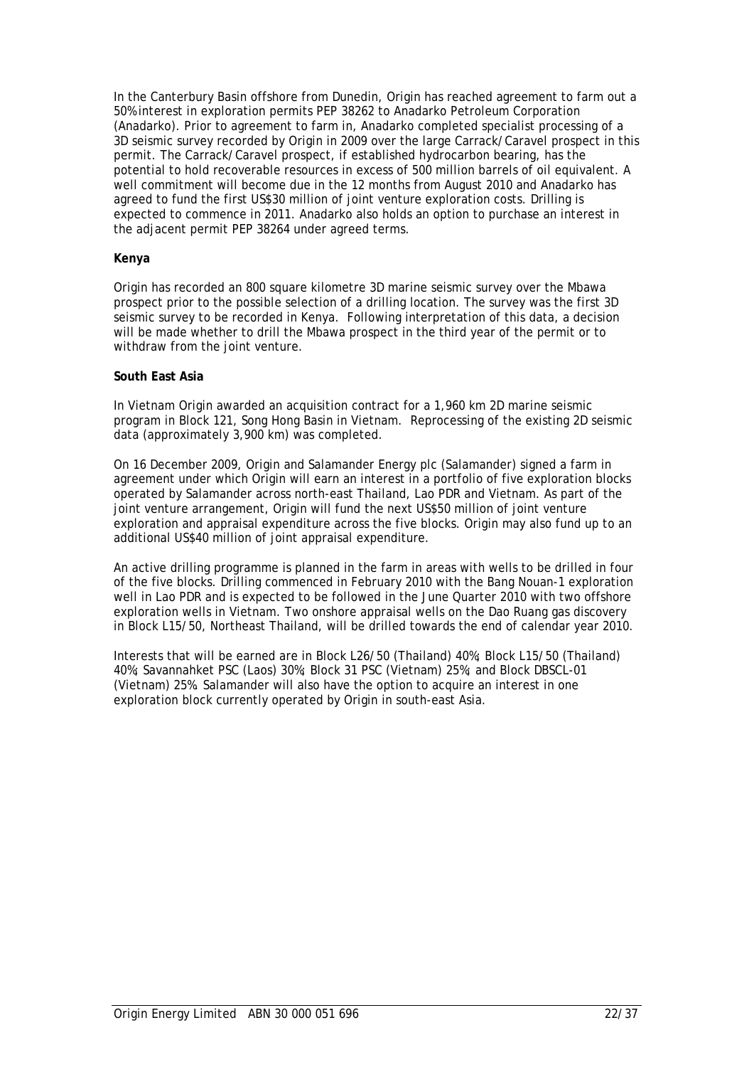In the Canterbury Basin offshore from Dunedin, Origin has reached agreement to farm out a 50% interest in exploration permits PEP 38262 to Anadarko Petroleum Corporation (Anadarko). Prior to agreement to farm in, Anadarko completed specialist processing of a 3D seismic survey recorded by Origin in 2009 over the large Carrack/Caravel prospect in this permit. The Carrack/Caravel prospect, if established hydrocarbon bearing, has the potential to hold recoverable resources in excess of 500 million barrels of oil equivalent. A well commitment will become due in the 12 months from August 2010 and Anadarko has agreed to fund the first US$30 million of joint venture exploration costs. Drilling is expected to commence in 2011. Anadarko also holds an option to purchase an interest in the adjacent permit PEP 38264 under agreed terms.

**Kenya**

Origin has recorded an 800 square kilometre 3D marine seismic survey over the Mbawa prospect prior to the possible selection of a drilling location. The survey was the first 3D seismic survey to be recorded in Kenya. Following interpretation of this data, a decision will be made whether to drill the Mbawa prospect in the third year of the permit or to withdraw from the joint venture.

**South East Asia**

In Vietnam Origin awarded an acquisition contract for a 1,960 km 2D marine seismic program in Block 121, Song Hong Basin in Vietnam. Reprocessing of the existing 2D seismic data (approximately 3,900 km) was completed.

On 16 December 2009, Origin and Salamander Energy plc (Salamander) signed a farm in agreement under which Origin will earn an interest in a portfolio of five exploration blocks operated by Salamander across north-east Thailand, Lao PDR and Vietnam. As part of the joint venture arrangement, Origin will fund the next US$50 million of joint venture exploration and appraisal expenditure across the five blocks. Origin may also fund up to an additional US$40 million of joint appraisal expenditure.

An active drilling programme is planned in the farm in areas with wells to be drilled in four of the five blocks. Drilling commenced in February 2010 with the Bang Nouan-1 exploration well in Lao PDR and is expected to be followed in the June Quarter 2010 with two offshore exploration wells in Vietnam. Two onshore appraisal wells on the Dao Ruang gas discovery in Block L15/50, Northeast Thailand, will be drilled towards the end of calendar year 2010.

Interests that will be earned are in Block L26/50 (Thailand) 40%; Block L15/50 (Thailand) 40%; Savannahket PSC (Laos) 30%; Block 31 PSC (Vietnam) 25%; and Block DBSCL-01 (Vietnam) 25%. Salamander will also have the option to acquire an interest in one exploration block currently operated by Origin in south-east Asia.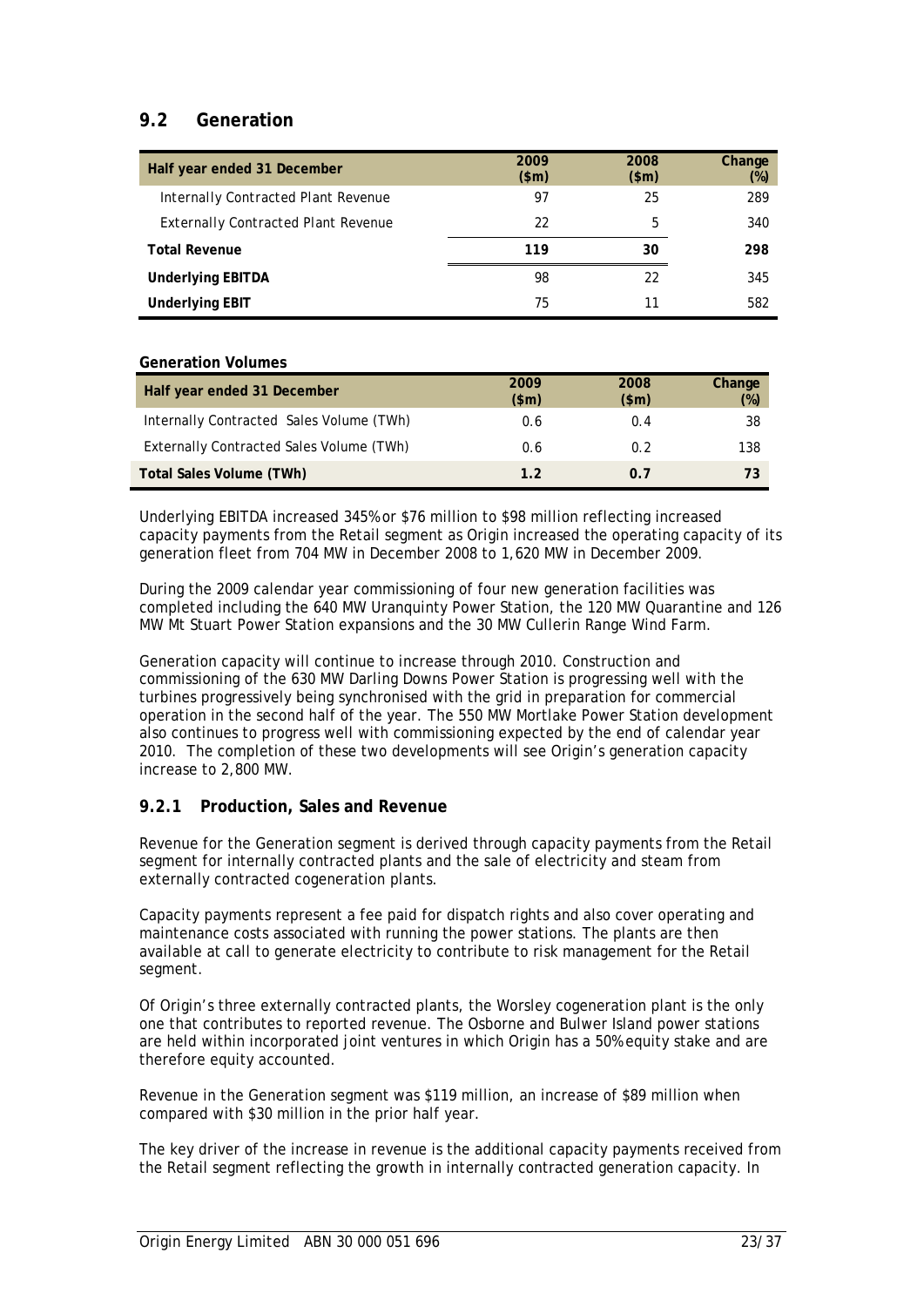## 9.2 Generation

| Half year ended 31 December | 2009 ($m) | 2008 ($m) | Change (%) |
|---|---|---|---|
| Internally Contracted Plant Revenue | 97 | 25 | 289 |
| Externally Contracted Plant Revenue | 22 | 5 | 340 |
| **Total Revenue** | **119** | **30** | **298** |
| **Underlying EBITDA** | 98 | 22 | 345 |
| **Underlying EBIT** | 75 | 11 | 582 |

**Generation Volumes**

| Half year ended 31 December | 2009 ($m) | 2008 ($m) | Change (%) |
|---|---|---|---|
| Internally Contracted Sales Volume (TWh) | 0.6 | 0.4 | 38 |
| Externally Contracted Sales Volume (TWh) | 0.6 | 0.2 | 138 |
| **Total Sales Volume (TWh)** | **1.2** | **0.7** | **73** |

Underlying EBITDA increased 345% or $76 million to $98 million reflecting increased capacity payments from the Retail segment as Origin increased the operating capacity of its generation fleet from 704 MW in December 2008 to 1,620 MW in December 2009.

During the 2009 calendar year commissioning of four new generation facilities was completed including the 640 MW Uranquinty Power Station, the 120 MW Quarantine and 126 MW Mt Stuart Power Station expansions and the 30 MW Cullerin Range Wind Farm.

Generation capacity will continue to increase through 2010. Construction and commissioning of the 630 MW Darling Downs Power Station is progressing well with the turbines progressively being synchronised with the grid in preparation for commercial operation in the second half of the year. The 550 MW Mortlake Power Station development also continues to progress well with commissioning expected by the end of calendar year 2010. The completion of these two developments will see Origin's generation capacity increase to 2,800 MW.

### 9.2.1 Production, Sales and Revenue

Revenue for the Generation segment is derived through capacity payments from the Retail segment for internally contracted plants and the sale of electricity and steam from externally contracted cogeneration plants.

Capacity payments represent a fee paid for dispatch rights and also cover operating and maintenance costs associated with running the power stations. The plants are then available at call to generate electricity to contribute to risk management for the Retail segment.

Of Origin's three externally contracted plants, the Worsley cogeneration plant is the only one that contributes to reported revenue. The Osborne and Bulwer Island power stations are held within incorporated joint ventures in which Origin has a 50% equity stake and are therefore equity accounted.

Revenue in the Generation segment was $119 million, an increase of $89 million when compared with $30 million in the prior half year.

The key driver of the increase in revenue is the additional capacity payments received from the Retail segment reflecting the growth in internally contracted generation capacity. In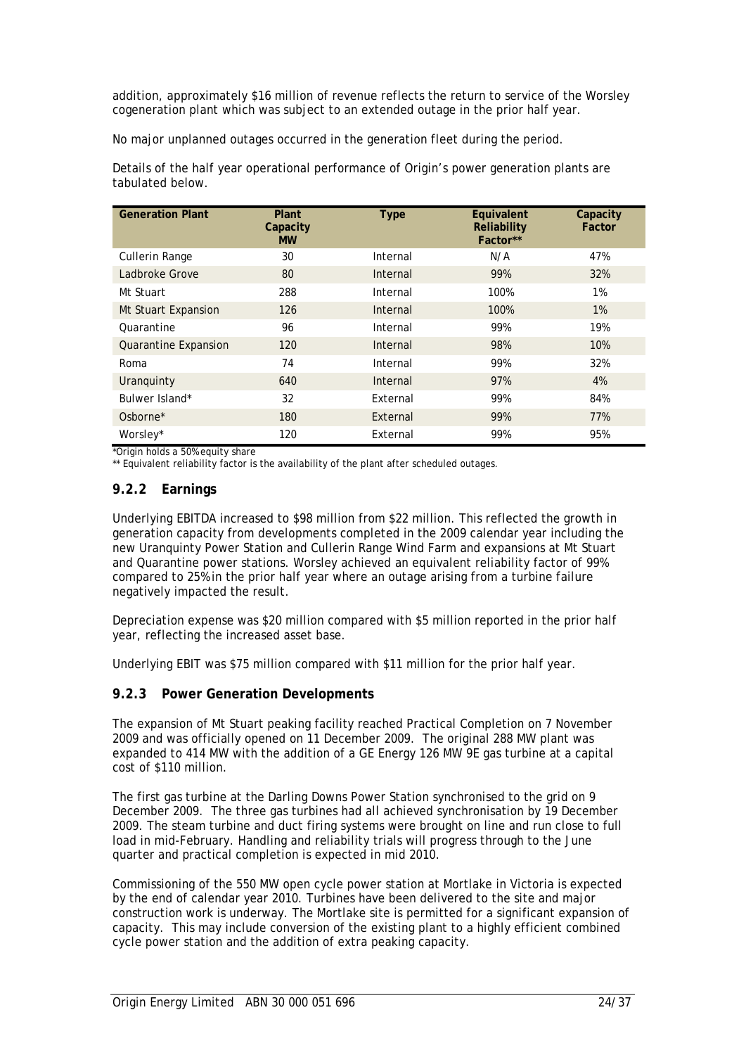addition, approximately $16 million of revenue reflects the return to service of the Worsley cogeneration plant which was subject to an extended outage in the prior half year.

No major unplanned outages occurred in the generation fleet during the period.

Details of the half year operational performance of Origin's power generation plants are tabulated below.

| Generation Plant | Plant Capacity MW | Type | Equivalent Reliability Factor** | Capacity Factor |
|---|---|---|---|---|
| Cullerin Range | 30 | Internal | N/A | 47% |
| Ladbroke Grove | 80 | Internal | 99% | 32% |
| Mt Stuart | 288 | Internal | 100% | 1% |
| Mt Stuart Expansion | 126 | Internal | 100% | 1% |
| Quarantine | 96 | Internal | 99% | 19% |
| Quarantine Expansion | 120 | Internal | 98% | 10% |
| Roma | 74 | Internal | 99% | 32% |
| Uranquinty | 640 | Internal | 97% | 4% |
| Bulwer Island* | 32 | External | 99% | 84% |
| Osborne* | 180 | External | 99% | 77% |
| Worsley* | 120 | External | 99% | 95% |

*Origin holds a 50% equity share

** Equivalent reliability factor is the availability of the plant after scheduled outages.

### 9.2.2 Earnings

Underlying EBITDA increased to $98 million from $22 million. This reflected the growth in generation capacity from developments completed in the 2009 calendar year including the new Uranquinty Power Station and Cullerin Range Wind Farm and expansions at Mt Stuart and Quarantine power stations. Worsley achieved an equivalent reliability factor of 99% compared to 25% in the prior half year where an outage arising from a turbine failure negatively impacted the result.

Depreciation expense was $20 million compared with $5 million reported in the prior half year, reflecting the increased asset base.

Underlying EBIT was $75 million compared with $11 million for the prior half year.

### 9.2.3 Power Generation Developments

The expansion of Mt Stuart peaking facility reached Practical Completion on 7 November 2009 and was officially opened on 11 December 2009. The original 288 MW plant was expanded to 414 MW with the addition of a GE Energy 126 MW 9E gas turbine at a capital cost of $110 million.

The first gas turbine at the Darling Downs Power Station synchronised to the grid on 9 December 2009. The three gas turbines had all achieved synchronisation by 19 December 2009. The steam turbine and duct firing systems were brought on line and run close to full load in mid-February. Handling and reliability trials will progress through to the June quarter and practical completion is expected in mid 2010.

Commissioning of the 550 MW open cycle power station at Mortlake in Victoria is expected by the end of calendar year 2010. Turbines have been delivered to the site and major construction work is underway. The Mortlake site is permitted for a significant expansion of capacity. This may include conversion of the existing plant to a highly efficient combined cycle power station and the addition of extra peaking capacity.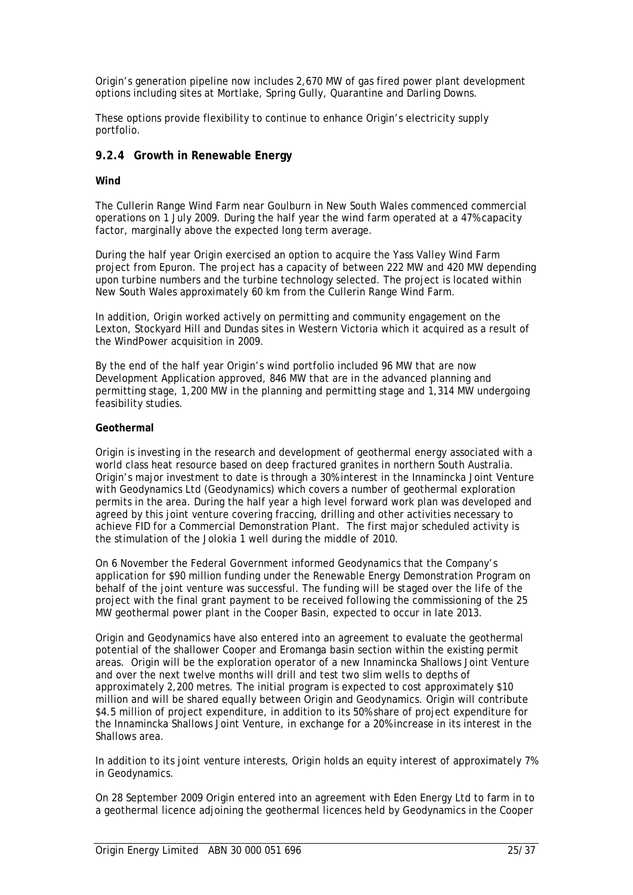Origin's generation pipeline now includes 2,670 MW of gas fired power plant development options including sites at Mortlake, Spring Gully, Quarantine and Darling Downs.

These options provide flexibility to continue to enhance Origin's electricity supply portfolio.

### 9.2.4 Growth in Renewable Energy

**Wind**

The Cullerin Range Wind Farm near Goulburn in New South Wales commenced commercial operations on 1 July 2009. During the half year the wind farm operated at a 47% capacity factor, marginally above the expected long term average.

During the half year Origin exercised an option to acquire the Yass Valley Wind Farm project from Epuron. The project has a capacity of between 222 MW and 420 MW depending upon turbine numbers and the turbine technology selected. The project is located within New South Wales approximately 60 km from the Cullerin Range Wind Farm.

In addition, Origin worked actively on permitting and community engagement on the Lexton, Stockyard Hill and Dundas sites in Western Victoria which it acquired as a result of the WindPower acquisition in 2009.

By the end of the half year Origin's wind portfolio included 96 MW that are now Development Application approved, 846 MW that are in the advanced planning and permitting stage, 1,200 MW in the planning and permitting stage and 1,314 MW undergoing feasibility studies.

**Geothermal**

Origin is investing in the research and development of geothermal energy associated with a world class heat resource based on deep fractured granites in northern South Australia. Origin's major investment to date is through a 30% interest in the Innamincka Joint Venture with Geodynamics Ltd (Geodynamics) which covers a number of geothermal exploration permits in the area. During the half year a high level forward work plan was developed and agreed by this joint venture covering fraccing, drilling and other activities necessary to achieve FID for a Commercial Demonstration Plant. The first major scheduled activity is the stimulation of the Jolokia 1 well during the middle of 2010.

On 6 November the Federal Government informed Geodynamics that the Company's application for $90 million funding under the Renewable Energy Demonstration Program on behalf of the joint venture was successful. The funding will be staged over the life of the project with the final grant payment to be received following the commissioning of the 25 MW geothermal power plant in the Cooper Basin, expected to occur in late 2013.

Origin and Geodynamics have also entered into an agreement to evaluate the geothermal potential of the shallower Cooper and Eromanga basin section within the existing permit areas. Origin will be the exploration operator of a new Innamincka Shallows Joint Venture and over the next twelve months will drill and test two slim wells to depths of approximately 2,200 metres. The initial program is expected to cost approximately $10 million and will be shared equally between Origin and Geodynamics. Origin will contribute $4.5 million of project expenditure, in addition to its 50% share of project expenditure for the Innamincka Shallows Joint Venture, in exchange for a 20% increase in its interest in the Shallows area.

In addition to its joint venture interests, Origin holds an equity interest of approximately 7% in Geodynamics.

On 28 September 2009 Origin entered into an agreement with Eden Energy Ltd to farm in to a geothermal licence adjoining the geothermal licences held by Geodynamics in the Cooper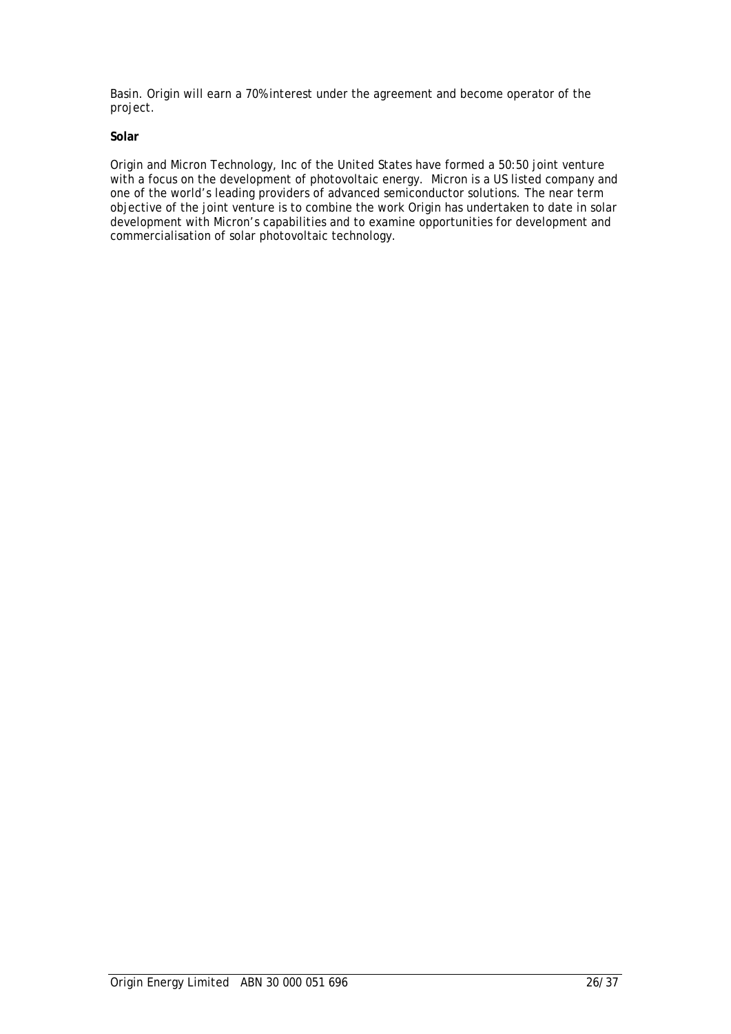Basin. Origin will earn a 70% interest under the agreement and become operator of the project.

**Solar**

Origin and Micron Technology, Inc of the United States have formed a 50:50 joint venture with a focus on the development of photovoltaic energy. Micron is a US listed company and one of the world's leading providers of advanced semiconductor solutions. The near term objective of the joint venture is to combine the work Origin has undertaken to date in solar development with Micron's capabilities and to examine opportunities for development and commercialisation of solar photovoltaic technology.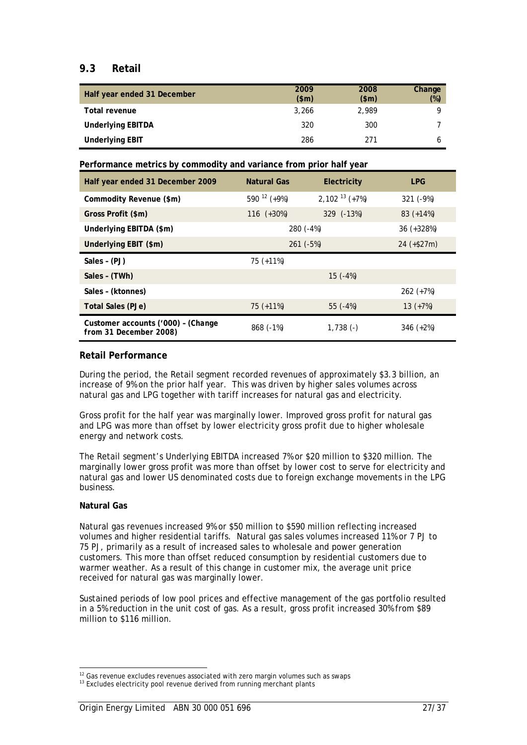## 9.3 Retail

| Half year ended 31 December | 2009 ($m) | 2008 ($m) | Change (%) |
|---|---|---|---|
| **Total revenue** | 3,266 | 2,989 | 9 |
| **Underlying EBITDA** | 320 | 300 | 7 |
| **Underlying EBIT** | 286 | 271 | 6 |

**Performance metrics by commodity and variance from prior half year**

| Half year ended 31 December 2009 | Natural Gas | Electricity | LPG |
|---|---|---|---|
| **Commodity Revenue ($m)** | 590 [12] (+9%) | 2,102 [13] (+7%) | 321 (-9%) |
| **Gross Profit ($m)** | 116 (+30%) | 329 (-13%) | 83 (+14%) |
| **Underlying EBITDA ($m)** | 280 (-4%) | | 36 (+328%) |
| **Underlying EBIT ($m)** | 261 (-5%) | | 24 (+$27m) |
| **Sales – (PJ)** | 75 (+11%) | | |
| **Sales – (TWh)** | | 15 (-4%) | |
| **Sales – (ktonnes)** | | | 262 (+7%) |
| **Total Sales (PJe)** | 75 (+11%) | 55 (-4%) | 13 (+7%) |
| **Customer accounts ('000) – (Change from 31 December 2008)** | 868 (-1%) | 1,738 (-) | 346 (+2%) |

### Retail Performance

During the period, the Retail segment recorded revenues of approximately $3.3 billion, an increase of 9% on the prior half year. This was driven by higher sales volumes across natural gas and LPG together with tariff increases for natural gas and electricity.

Gross profit for the half year was marginally lower. Improved gross profit for natural gas and LPG was more than offset by lower electricity gross profit due to higher wholesale energy and network costs.

The Retail segment's Underlying EBITDA increased 7% or $20 million to $320 million. The marginally lower gross profit was more than offset by lower cost to serve for electricity and natural gas and lower US denominated costs due to foreign exchange movements in the LPG business.

**Natural Gas**

Natural gas revenues increased 9% or $50 million to $590 million reflecting increased volumes and higher residential tariffs. Natural gas sales volumes increased 11% or 7 PJ to 75 PJ, primarily as a result of increased sales to wholesale and power generation customers. This more than offset reduced consumption by residential customers due to warmer weather. As a result of this change in customer mix, the average unit price received for natural gas was marginally lower.

Sustained periods of low pool prices and effective management of the gas portfolio resulted in a 5% reduction in the unit cost of gas. As a result, gross profit increased 30% from $89 million to $116 million.

[12] Gas revenue excludes revenues associated with zero margin volumes such as swaps

[13] Excludes electricity pool revenue derived from running merchant plants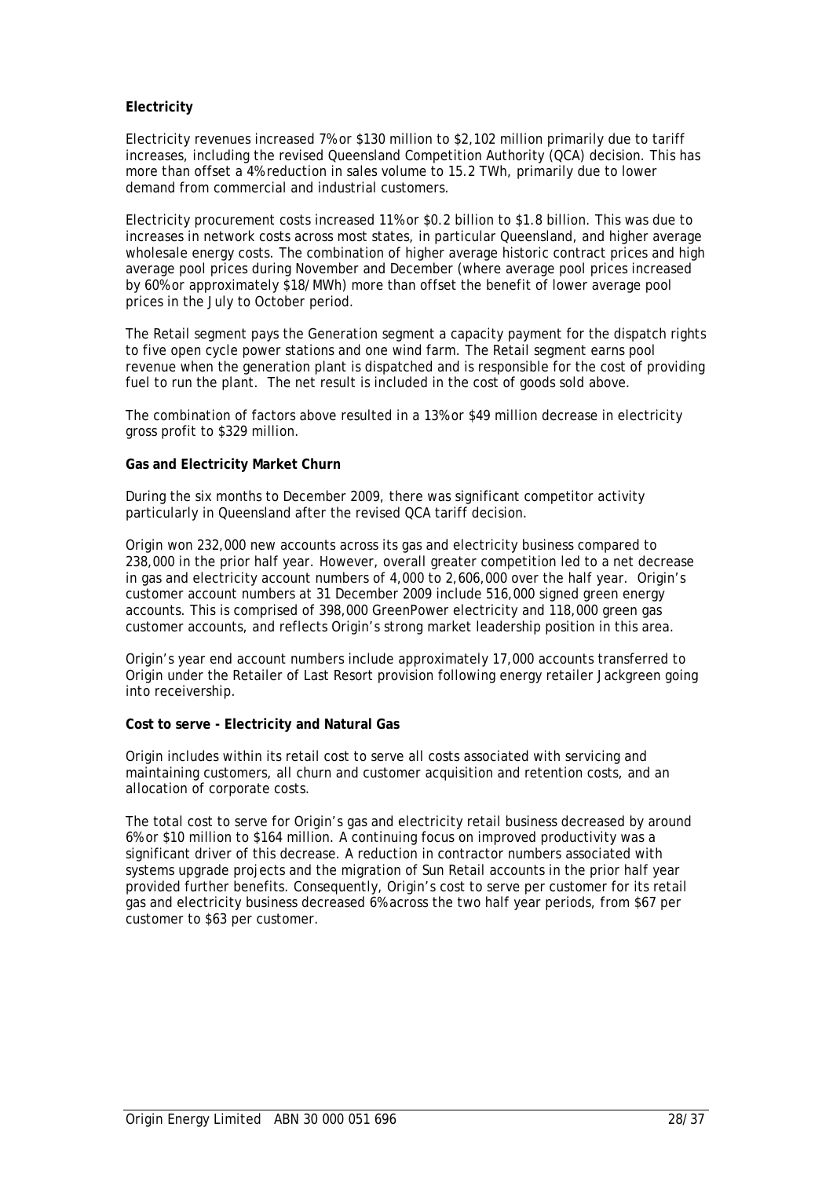**Electricity**

Electricity revenues increased 7% or $130 million to $2,102 million primarily due to tariff increases, including the revised Queensland Competition Authority (QCA) decision. This has more than offset a 4% reduction in sales volume to 15.2 TWh, primarily due to lower demand from commercial and industrial customers.

Electricity procurement costs increased 11% or $0.2 billion to $1.8 billion. This was due to increases in network costs across most states, in particular Queensland, and higher average wholesale energy costs. The combination of higher average historic contract prices and high average pool prices during November and December (where average pool prices increased by 60% or approximately $18/MWh) more than offset the benefit of lower average pool prices in the July to October period.

The Retail segment pays the Generation segment a capacity payment for the dispatch rights to five open cycle power stations and one wind farm. The Retail segment earns pool revenue when the generation plant is dispatched and is responsible for the cost of providing fuel to run the plant. The net result is included in the cost of goods sold above.

The combination of factors above resulted in a 13% or $49 million decrease in electricity gross profit to $329 million.

**Gas and Electricity Market Churn**

During the six months to December 2009, there was significant competitor activity particularly in Queensland after the revised QCA tariff decision.

Origin won 232,000 new accounts across its gas and electricity business compared to 238,000 in the prior half year. However, overall greater competition led to a net decrease in gas and electricity account numbers of 4,000 to 2,606,000 over the half year. Origin's customer account numbers at 31 December 2009 include 516,000 signed green energy accounts. This is comprised of 398,000 GreenPower electricity and 118,000 green gas customer accounts, and reflects Origin's strong market leadership position in this area.

Origin's year end account numbers include approximately 17,000 accounts transferred to Origin under the Retailer of Last Resort provision following energy retailer Jackgreen going into receivership.

**Cost to serve - Electricity and Natural Gas**

Origin includes within its retail cost to serve all costs associated with servicing and maintaining customers, all churn and customer acquisition and retention costs, and an allocation of corporate costs.

The total cost to serve for Origin's gas and electricity retail business decreased by around 6% or $10 million to $164 million. A continuing focus on improved productivity was a significant driver of this decrease. A reduction in contractor numbers associated with systems upgrade projects and the migration of Sun Retail accounts in the prior half year provided further benefits. Consequently, Origin's cost to serve per customer for its retail gas and electricity business decreased 6% across the two half year periods, from $67 per customer to $63 per customer.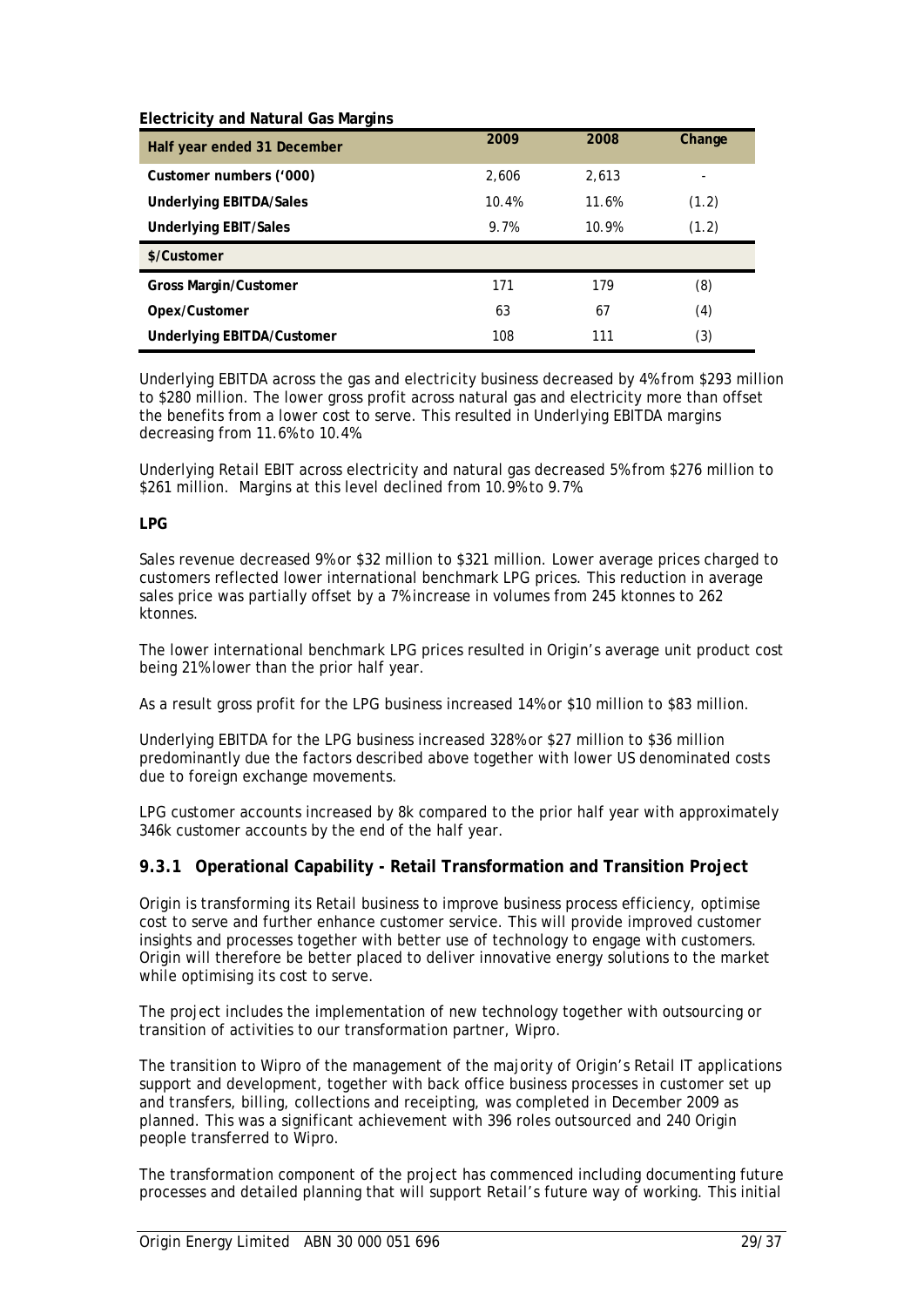**Electricity and Natural Gas Margins**

| Half year ended 31 December | 2009 | 2008 | Change |
|---|---|---|---|
| Customer numbers ('000) | 2,606 | 2,613 | - |
| Underlying EBITDA/Sales | 10.4% | 11.6% | (1.2) |
| Underlying EBIT/Sales | 9.7% | 10.9% | (1.2) |
| **$/Customer** | | | |
| Gross Margin/Customer | 171 | 179 | (8) |
| Opex/Customer | 63 | 67 | (4) |
| Underlying EBITDA/Customer | 108 | 111 | (3) |

Underlying EBITDA across the gas and electricity business decreased by 4% from $293 million to $280 million. The lower gross profit across natural gas and electricity more than offset the benefits from a lower cost to serve. This resulted in Underlying EBITDA margins decreasing from 11.6% to 10.4%.

Underlying Retail EBIT across electricity and natural gas decreased 5% from $276 million to $261 million. Margins at this level declined from 10.9% to 9.7%.

**LPG**

Sales revenue decreased 9% or $32 million to $321 million. Lower average prices charged to customers reflected lower international benchmark LPG prices. This reduction in average sales price was partially offset by a 7% increase in volumes from 245 ktonnes to 262 ktonnes.

The lower international benchmark LPG prices resulted in Origin's average unit product cost being 21% lower than the prior half year.

As a result gross profit for the LPG business increased 14% or $10 million to $83 million.

Underlying EBITDA for the LPG business increased 328% or $27 million to $36 million predominantly due the factors described above together with lower US denominated costs due to foreign exchange movements.

LPG customer accounts increased by 8k compared to the prior half year with approximately 346k customer accounts by the end of the half year.

### 9.3.1 Operational Capability - Retail Transformation and Transition Project

Origin is transforming its Retail business to improve business process efficiency, optimise cost to serve and further enhance customer service. This will provide improved customer insights and processes together with better use of technology to engage with customers. Origin will therefore be better placed to deliver innovative energy solutions to the market while optimising its cost to serve.

The project includes the implementation of new technology together with outsourcing or transition of activities to our transformation partner, Wipro.

The transition to Wipro of the management of the majority of Origin's Retail IT applications support and development, together with back office business processes in customer set up and transfers, billing, collections and receipting, was completed in December 2009 as planned. This was a significant achievement with 396 roles outsourced and 240 Origin people transferred to Wipro.

The transformation component of the project has commenced including documenting future processes and detailed planning that will support Retail's future way of working. This initial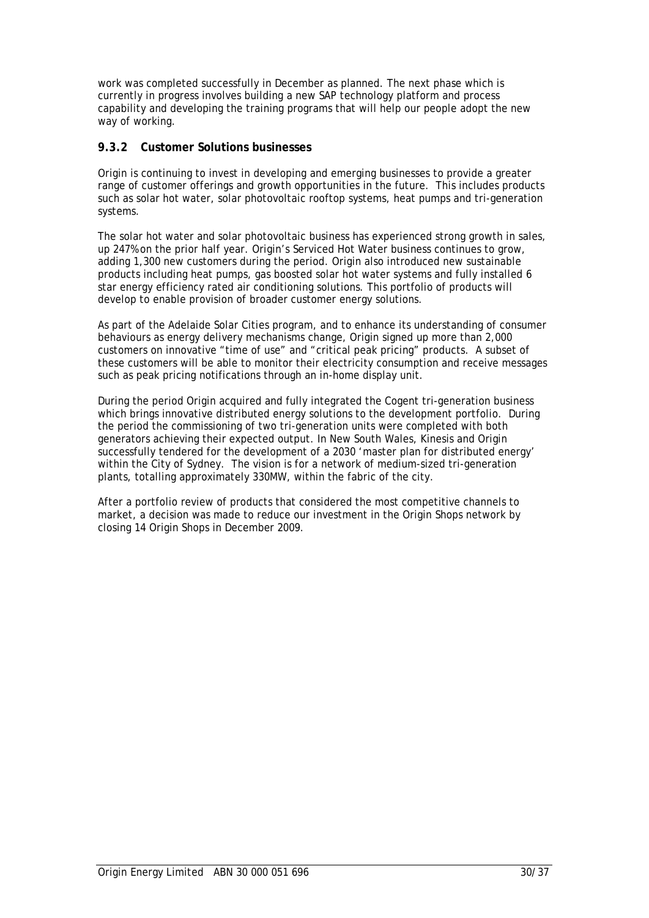work was completed successfully in December as planned. The next phase which is currently in progress involves building a new SAP technology platform and process capability and developing the training programs that will help our people adopt the new way of working.

### 9.3.2 Customer Solutions businesses

Origin is continuing to invest in developing and emerging businesses to provide a greater range of customer offerings and growth opportunities in the future. This includes products such as solar hot water, solar photovoltaic rooftop systems, heat pumps and tri-generation systems.

The solar hot water and solar photovoltaic business has experienced strong growth in sales, up 247% on the prior half year. Origin's Serviced Hot Water business continues to grow, adding 1,300 new customers during the period. Origin also introduced new sustainable products including heat pumps, gas boosted solar hot water systems and fully installed 6 star energy efficiency rated air conditioning solutions. This portfolio of products will develop to enable provision of broader customer energy solutions.

As part of the Adelaide Solar Cities program, and to enhance its understanding of consumer behaviours as energy delivery mechanisms change, Origin signed up more than 2,000 customers on innovative "time of use" and "critical peak pricing" products. A subset of these customers will be able to monitor their electricity consumption and receive messages such as peak pricing notifications through an in-home display unit.

During the period Origin acquired and fully integrated the Cogent tri-generation business which brings innovative distributed energy solutions to the development portfolio. During the period the commissioning of two tri-generation units were completed with both generators achieving their expected output. In New South Wales, Kinesis and Origin successfully tendered for the development of a 2030 'master plan for distributed energy' within the City of Sydney. The vision is for a network of medium-sized tri-generation plants, totalling approximately 330MW, within the fabric of the city.

After a portfolio review of products that considered the most competitive channels to market, a decision was made to reduce our investment in the Origin Shops network by closing 14 Origin Shops in December 2009.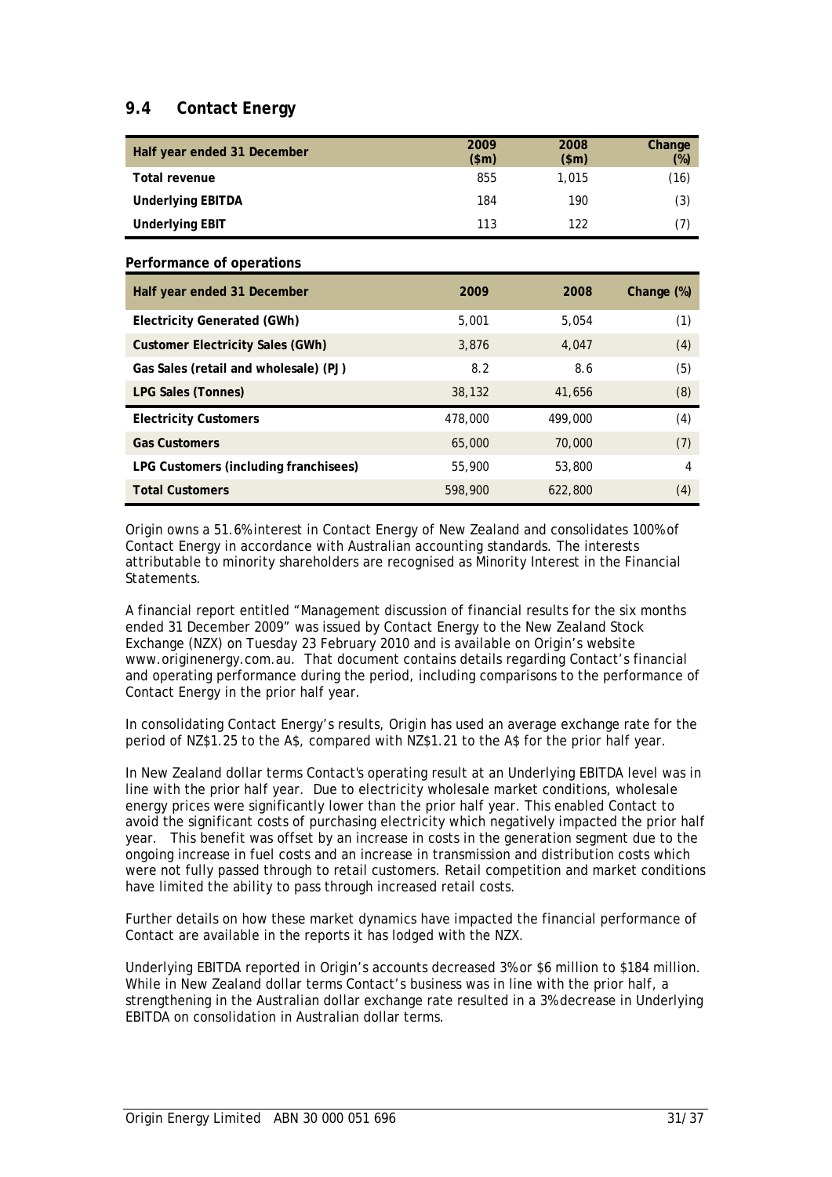## 9.4 Contact Energy

| Half year ended 31 December | 2009 ($m) | 2008 ($m) | Change (%) |
|---|---|---|---|
| **Total revenue** | 855 | 1,015 | (16) |
| **Underlying EBITDA** | 184 | 190 | (3) |
| **Underlying EBIT** | 113 | 122 | (7) |

**Performance of operations**

| Half year ended 31 December | 2009 | 2008 | Change (%) |
|---|---|---|---|
| **Electricity Generated (GWh)** | 5,001 | 5,054 | (1) |
| **Customer Electricity Sales (GWh)** | 3,876 | 4,047 | (4) |
| **Gas Sales (retail and wholesale) (PJ)** | 8.2 | 8.6 | (5) |
| **LPG Sales (Tonnes)** | 38,132 | 41,656 | (8) |
| **Electricity Customers** | 478,000 | 499,000 | (4) |
| **Gas Customers** | 65,000 | 70,000 | (7) |
| **LPG Customers (including franchisees)** | 55,900 | 53,800 | 4 |
| **Total Customers** | 598,900 | 622,800 | (4) |

Origin owns a 51.6% interest in Contact Energy of New Zealand and consolidates 100% of Contact Energy in accordance with Australian accounting standards. The interests attributable to minority shareholders are recognised as Minority Interest in the Financial Statements.

A financial report entitled "Management discussion of financial results for the six months ended 31 December 2009" was issued by Contact Energy to the New Zealand Stock Exchange (NZX) on Tuesday 23 February 2010 and is available on Origin's website www.originenergy.com.au. That document contains details regarding Contact's financial and operating performance during the period, including comparisons to the performance of Contact Energy in the prior half year.

In consolidating Contact Energy's results, Origin has used an average exchange rate for the period of NZ$1.25 to the A$, compared with NZ$1.21 to the A$ for the prior half year.

In New Zealand dollar terms Contact's operating result at an Underlying EBITDA level was in line with the prior half year. Due to electricity wholesale market conditions, wholesale energy prices were significantly lower than the prior half year. This enabled Contact to avoid the significant costs of purchasing electricity which negatively impacted the prior half year. This benefit was offset by an increase in costs in the generation segment due to the ongoing increase in fuel costs and an increase in transmission and distribution costs which were not fully passed through to retail customers. Retail competition and market conditions have limited the ability to pass through increased retail costs.

Further details on how these market dynamics have impacted the financial performance of Contact are available in the reports it has lodged with the NZX.

Underlying EBITDA reported in Origin's accounts decreased 3% or $6 million to $184 million. While in New Zealand dollar terms Contact's business was in line with the prior half, a strengthening in the Australian dollar exchange rate resulted in a 3% decrease in Underlying EBITDA on consolidation in Australian dollar terms.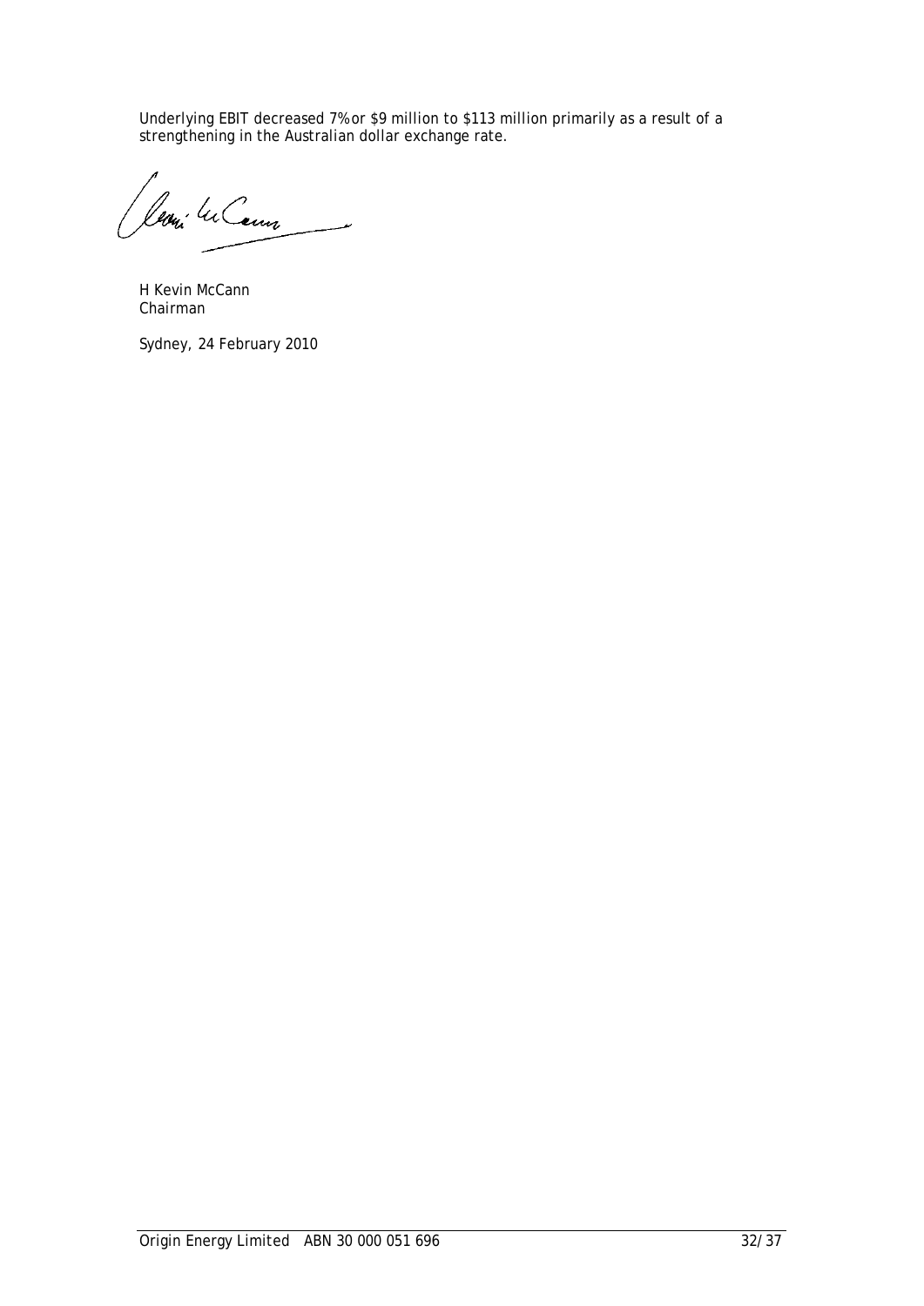Underlying EBIT decreased 7% or $9 million to $113 million primarily as a result of a strengthening in the Australian dollar exchange rate.

H Kevin McCann
Chairman

Sydney, 24 February 2010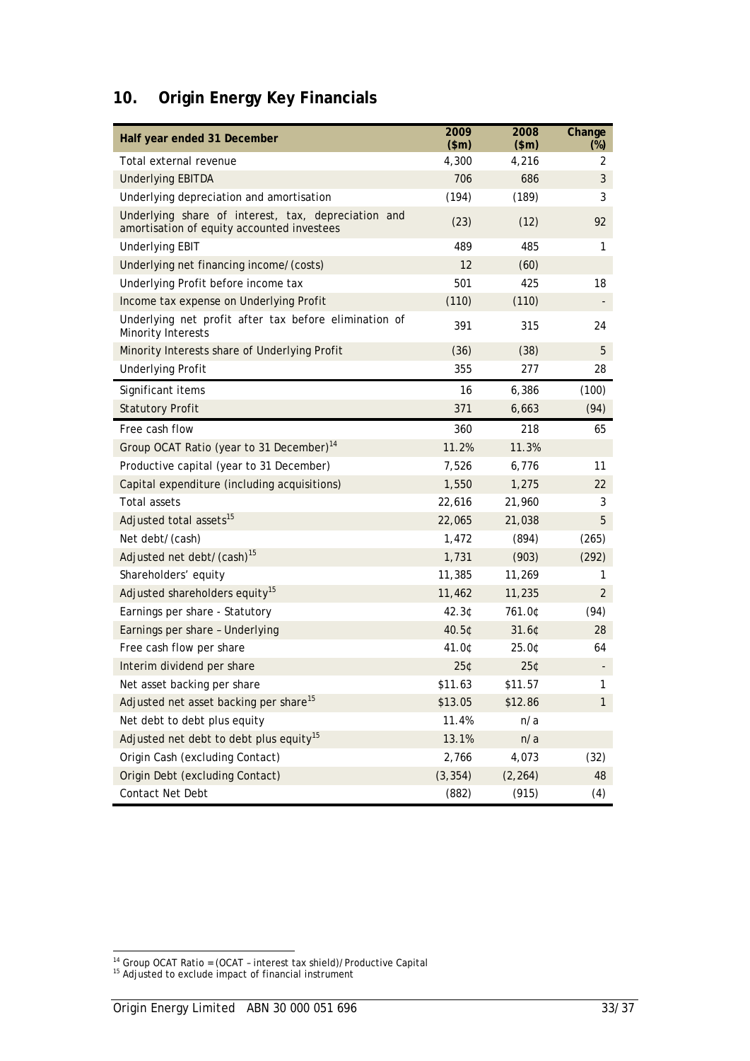## 10. Origin Energy Key Financials

| Half year ended 31 December | 2009 ($m) | 2008 ($m) | Change (%) |
|---|---|---|---|
| Total external revenue | 4,300 | 4,216 | 2 |
| Underlying EBITDA | 706 | 686 | 3 |
| Underlying depreciation and amortisation | (194) | (189) | 3 |
| Underlying share of interest, tax, depreciation and amortisation of equity accounted investees | (23) | (12) | 92 |
| Underlying EBIT | 489 | 485 | 1 |
| Underlying net financing income/(costs) | 12 | (60) | |
| Underlying Profit before income tax | 501 | 425 | 18 |
| Income tax expense on Underlying Profit | (110) | (110) | - |
| Underlying net profit after tax before elimination of Minority Interests | 391 | 315 | 24 |
| Minority Interests share of Underlying Profit | (36) | (38) | 5 |
| Underlying Profit | 355 | 277 | 28 |
| Significant items | 16 | 6,386 | (100) |
| Statutory Profit | 371 | 6,663 | (94) |
| Free cash flow | 360 | 218 | 65 |
| Group OCAT Ratio (year to 31 December)[14] | 11.2% | 11.3% | |
| Productive capital (year to 31 December) | 7,526 | 6,776 | 11 |
| Capital expenditure (including acquisitions) | 1,550 | 1,275 | 22 |
| Total assets | 22,616 | 21,960 | 3 |
| Adjusted total assets[15] | 22,065 | 21,038 | 5 |
| Net debt/(cash) | 1,472 | (894) | (265) |
| Adjusted net debt/(cash)[15] | 1,731 | (903) | (292) |
| Shareholders' equity | 11,385 | 11,269 | 1 |
| Adjusted shareholders equity[15] | 11,462 | 11,235 | 2 |
| Earnings per share - Statutory | 42.3¢ | 761.0¢ | (94) |
| Earnings per share – Underlying | 40.5¢ | 31.6¢ | 28 |
| Free cash flow per share | 41.0¢ | 25.0¢ | 64 |
| Interim dividend per share | 25¢ | 25¢ | - |
| Net asset backing per share | $11.63 | $11.57 | 1 |
| Adjusted net asset backing per share[15] | $13.05 | $12.86 | 1 |
| Net debt to debt plus equity | 11.4% | n/a | |
| Adjusted net debt to debt plus equity[15] | 13.1% | n/a | |
| Origin Cash (excluding Contact) | 2,766 | 4,073 | (32) |
| Origin Debt (excluding Contact) | (3,354) | (2,264) | 48 |
| Contact Net Debt | (882) | (915) | (4) |

[14] Group OCAT Ratio = (OCAT – interest tax shield)/Productive Capital

[15] Adjusted to exclude impact of financial instrument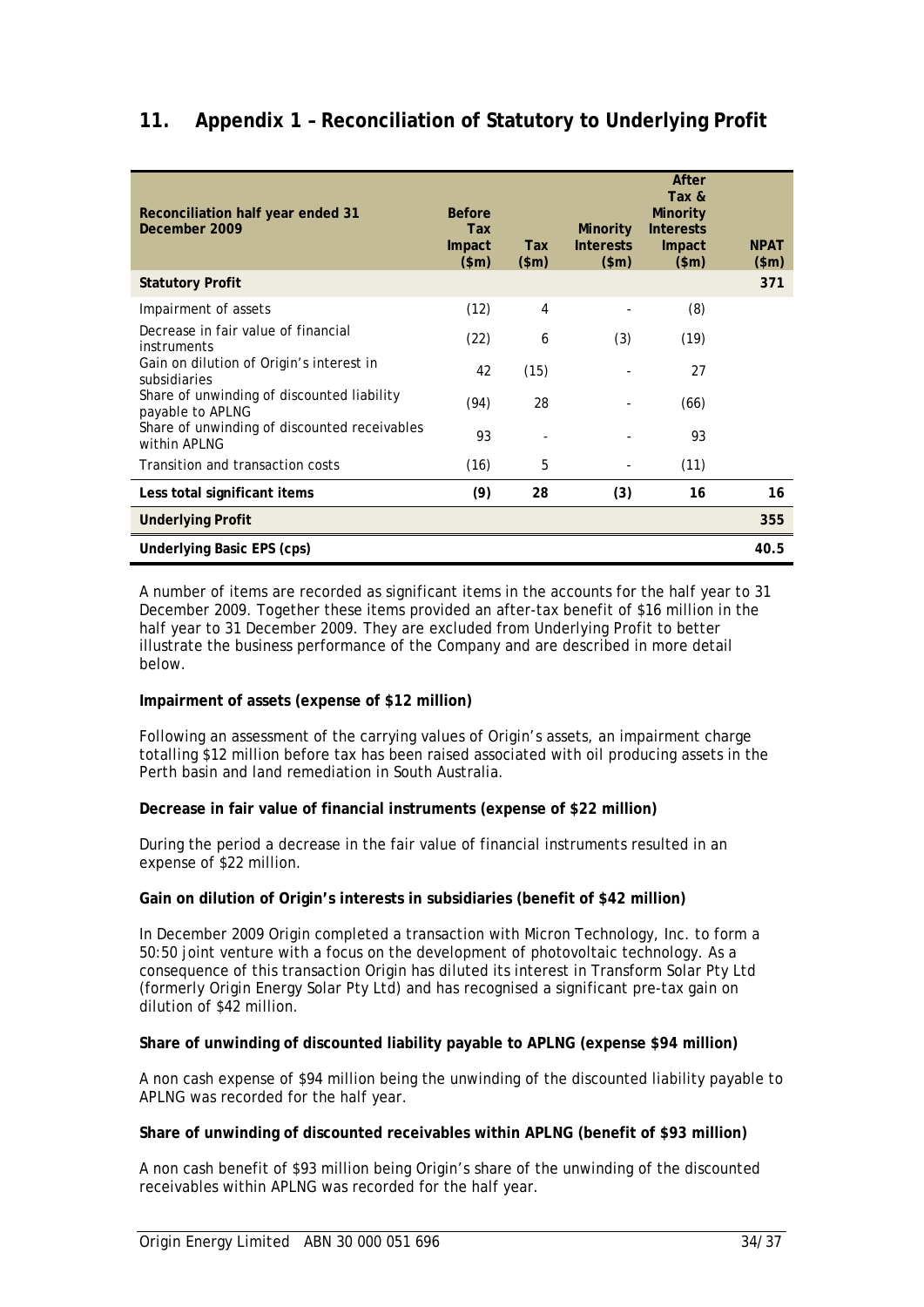## 11. Appendix 1 – Reconciliation of Statutory to Underlying Profit

| Reconciliation half year ended 31 December 2009 | Before Tax Impact ($m) | Tax ($m) | Minority Interests ($m) | After Tax & Minority Interests Impact ($m) | NPAT ($m) |
|---|---|---|---|---|---|
| **Statutory Profit** | | | | | **371** |
| Impairment of assets | (12) | 4 | - | (8) | |
| Decrease in fair value of financial instruments | (22) | 6 | (3) | (19) | |
| Gain on dilution of Origin's interest in subsidiaries | 42 | (15) | - | 27 | |
| Share of unwinding of discounted liability payable to APLNG | (94) | 28 | - | (66) | |
| Share of unwinding of discounted receivables within APLNG | 93 | - | - | 93 | |
| Transition and transaction costs | (16) | 5 | - | (11) | |
| **Less total significant items** | **(9)** | **28** | **(3)** | **16** | **16** |
| **Underlying Profit** | | | | | **355** |
| **Underlying Basic EPS (cps)** | | | | | **40.5** |

A number of items are recorded as significant items in the accounts for the half year to 31 December 2009. Together these items provided an after-tax benefit of $16 million in the half year to 31 December 2009. They are excluded from Underlying Profit to better illustrate the business performance of the Company and are described in more detail below.

**Impairment of assets (expense of $12 million)**

Following an assessment of the carrying values of Origin's assets, an impairment charge totalling $12 million before tax has been raised associated with oil producing assets in the Perth basin and land remediation in South Australia.

**Decrease in fair value of financial instruments (expense of $22 million)**

During the period a decrease in the fair value of financial instruments resulted in an expense of $22 million.

**Gain on dilution of Origin's interests in subsidiaries (benefit of $42 million)**

In December 2009 Origin completed a transaction with Micron Technology, Inc. to form a 50:50 joint venture with a focus on the development of photovoltaic technology. As a consequence of this transaction Origin has diluted its interest in Transform Solar Pty Ltd (formerly Origin Energy Solar Pty Ltd) and has recognised a significant pre-tax gain on dilution of $42 million.

**Share of unwinding of discounted liability payable to APLNG (expense $94 million)**

A non cash expense of $94 million being the unwinding of the discounted liability payable to APLNG was recorded for the half year.

**Share of unwinding of discounted receivables within APLNG (benefit of $93 million)**

A non cash benefit of $93 million being Origin's share of the unwinding of the discounted receivables within APLNG was recorded for the half year.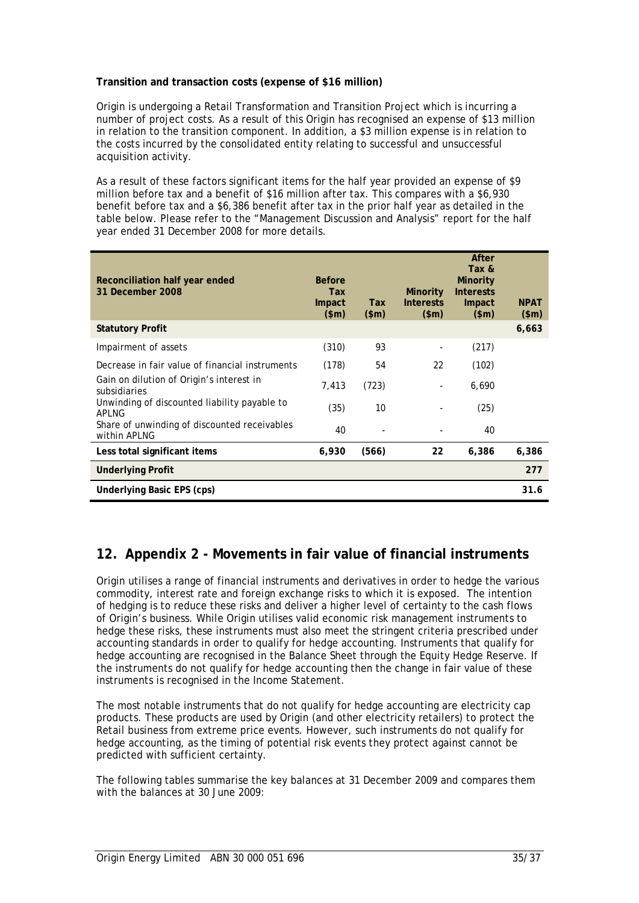**Transition and transaction costs (expense of $16 million)**

Origin is undergoing a Retail Transformation and Transition Project which is incurring a number of project costs. As a result of this Origin has recognised an expense of $13 million in relation to the transition component. In addition, a $3 million expense is in relation to the costs incurred by the consolidated entity relating to successful and unsuccessful acquisition activity.

As a result of these factors significant items for the half year provided an expense of $9 million before tax and a benefit of $16 million after tax. This compares with a $6,930 benefit before tax and a $6,386 benefit after tax in the prior half year as detailed in the table below. Please refer to the "Management Discussion and Analysis" report for the half year ended 31 December 2008 for more details.

| Reconciliation half year ended 31 December 2008 | Before Tax Impact ($m) | Tax ($m) | Minority Interests ($m) | After Tax & Minority Interests Impact ($m) | NPAT ($m) |
|---|---|---|---|---|---|
| **Statutory Profit** | | | | | **6,663** |
| Impairment of assets | (310) | 93 | - | (217) | |
| Decrease in fair value of financial instruments | (178) | 54 | 22 | (102) | |
| Gain on dilution of Origin's interest in subsidiaries | 7,413 | (723) | - | 6,690 | |
| Unwinding of discounted liability payable to APLNG | (35) | 10 | - | (25) | |
| Share of unwinding of discounted receivables within APLNG | 40 | - | - | 40 | |
| **Less total significant items** | **6,930** | **(566)** | **22** | **6,386** | **6,386** |
| **Underlying Profit** | | | | | **277** |
| **Underlying Basic EPS (cps)** | | | | | **31.6** |

## 12. Appendix 2 - Movements in fair value of financial instruments

Origin utilises a range of financial instruments and derivatives in order to hedge the various commodity, interest rate and foreign exchange risks to which it is exposed. The intention of hedging is to reduce these risks and deliver a higher level of certainty to the cash flows of Origin's business. While Origin utilises valid economic risk management instruments to hedge these risks, these instruments must also meet the stringent criteria prescribed under accounting standards in order to qualify for hedge accounting. Instruments that qualify for hedge accounting are recognised in the Balance Sheet through the Equity Hedge Reserve. If the instruments do not qualify for hedge accounting then the change in fair value of these instruments is recognised in the Income Statement.

The most notable instruments that do not qualify for hedge accounting are electricity cap products. These products are used by Origin (and other electricity retailers) to protect the Retail business from extreme price events. However, such instruments do not qualify for hedge accounting, as the timing of potential risk events they protect against cannot be predicted with sufficient certainty.

The following tables summarise the key balances at 31 December 2009 and compares them with the balances at 30 June 2009: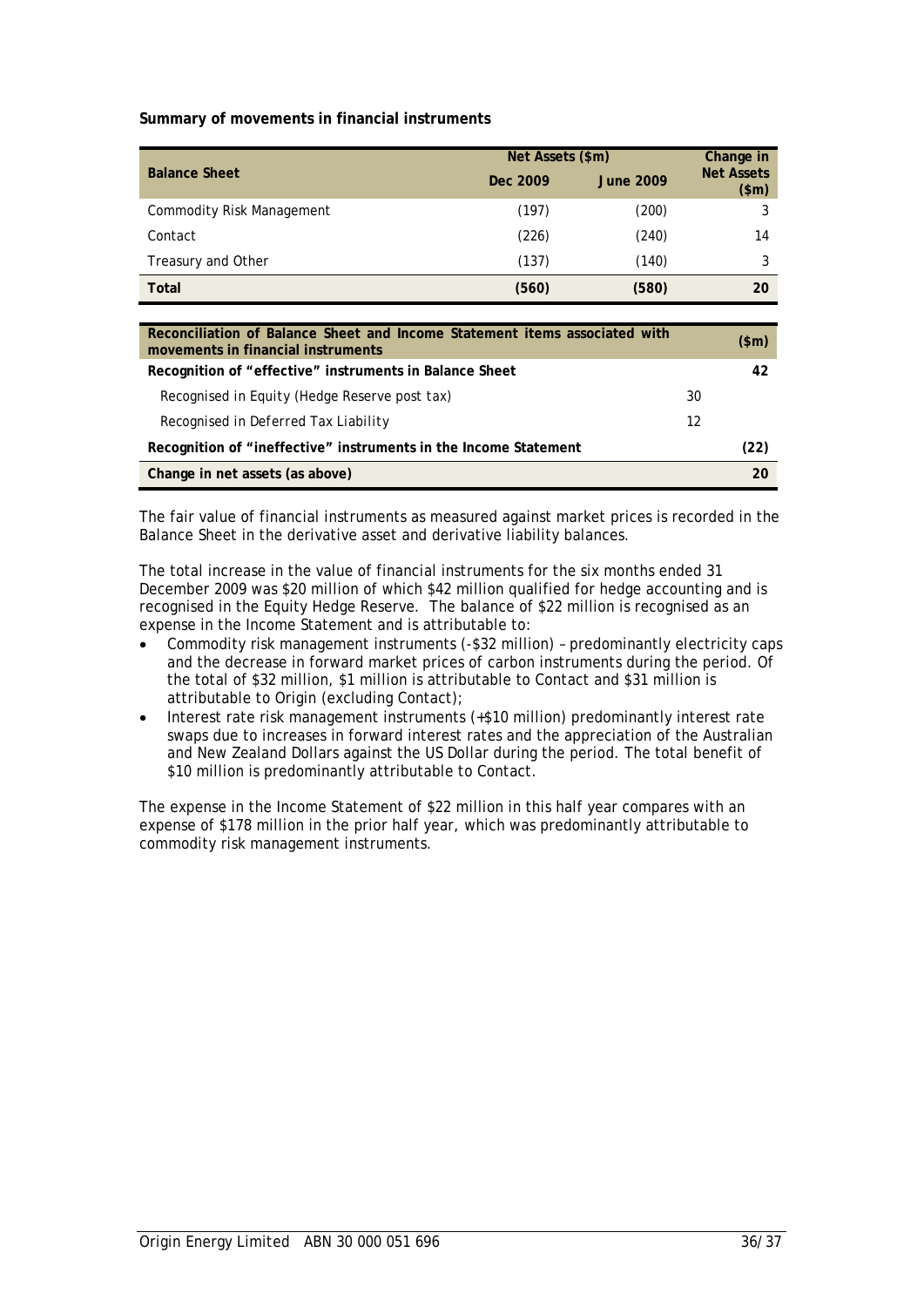**Summary of movements in financial instruments**

| Balance Sheet | Net Assets ($m) | | Change in Net Assets ($m) |
|---|---|---|---|
| | Dec 2009 | June 2009 | |
| Commodity Risk Management | (197) | (200) | 3 |
| Contact | (226) | (240) | 14 |
| Treasury and Other | (137) | (140) | 3 |
| **Total** | **(560)** | **(580)** | **20** |

| Reconciliation of Balance Sheet and Income Statement items associated with movements in financial instruments | | ($m) |
|---|---|---|
| **Recognition of "effective" instruments in Balance Sheet** | | **42** |
| Recognised in Equity (Hedge Reserve post tax) | 30 | |
| Recognised in Deferred Tax Liability | 12 | |
| **Recognition of "ineffective" instruments in the Income Statement** | | **(22)** |
| **Change in net assets (as above)** | | **20** |

The fair value of financial instruments as measured against market prices is recorded in the Balance Sheet in the derivative asset and derivative liability balances.

The total increase in the value of financial instruments for the six months ended 31 December 2009 was $20 million of which $42 million qualified for hedge accounting and is recognised in the Equity Hedge Reserve. The balance of $22 million is recognised as an expense in the Income Statement and is attributable to:

- Commodity risk management instruments (-$32 million) – predominantly electricity caps and the decrease in forward market prices of carbon instruments during the period. Of the total of $32 million, $1 million is attributable to Contact and $31 million is attributable to Origin (excluding Contact);
- Interest rate risk management instruments (+$10 million) predominantly interest rate swaps due to increases in forward interest rates and the appreciation of the Australian and New Zealand Dollars against the US Dollar during the period. The total benefit of $10 million is predominantly attributable to Contact.

The expense in the Income Statement of $22 million in this half year compares with an expense of $178 million in the prior half year, which was predominantly attributable to commodity risk management instruments.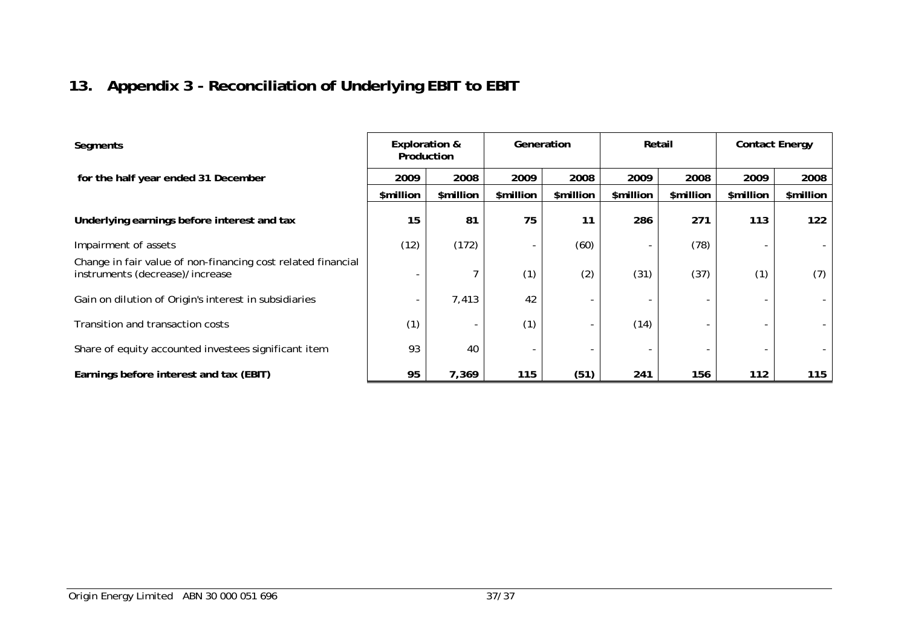## 13. Appendix 3 - Reconciliation of Underlying EBIT to EBIT

| Segments | Exploration & Production | | Generation | | Retail | | Contact Energy | |
|---|---|---|---|---|---|---|---|---|
| for the half year ended 31 December | 2009 | 2008 | 2009 | 2008 | 2009 | 2008 | 2009 | 2008 |
| | $million | $million | $million | $million | $million | $million | $million | $million |
| **Underlying earnings before interest and tax** | **15** | **81** | **75** | **11** | **286** | **271** | **113** | **122** |
| Impairment of assets | (12) | (172) | - | (60) | - | (78) | - | - |
| Change in fair value of non-financing cost related financial instruments (decrease)/increase | - | 7 | (1) | (2) | (31) | (37) | (1) | (7) |
| Gain on dilution of Origin's interest in subsidiaries | - | 7,413 | 42 | - | - | - | - | - |
| Transition and transaction costs | (1) | - | (1) | - | (14) | - | - | - |
| Share of equity accounted investees significant item | 93 | 40 | - | - | - | - | - | - |
| **Earnings before interest and tax (EBIT)** | **95** | **7,369** | **115** | **(51)** | **241** | **156** | **112** | **115** |

Origin Energy Limited ABN 30 000 051 696